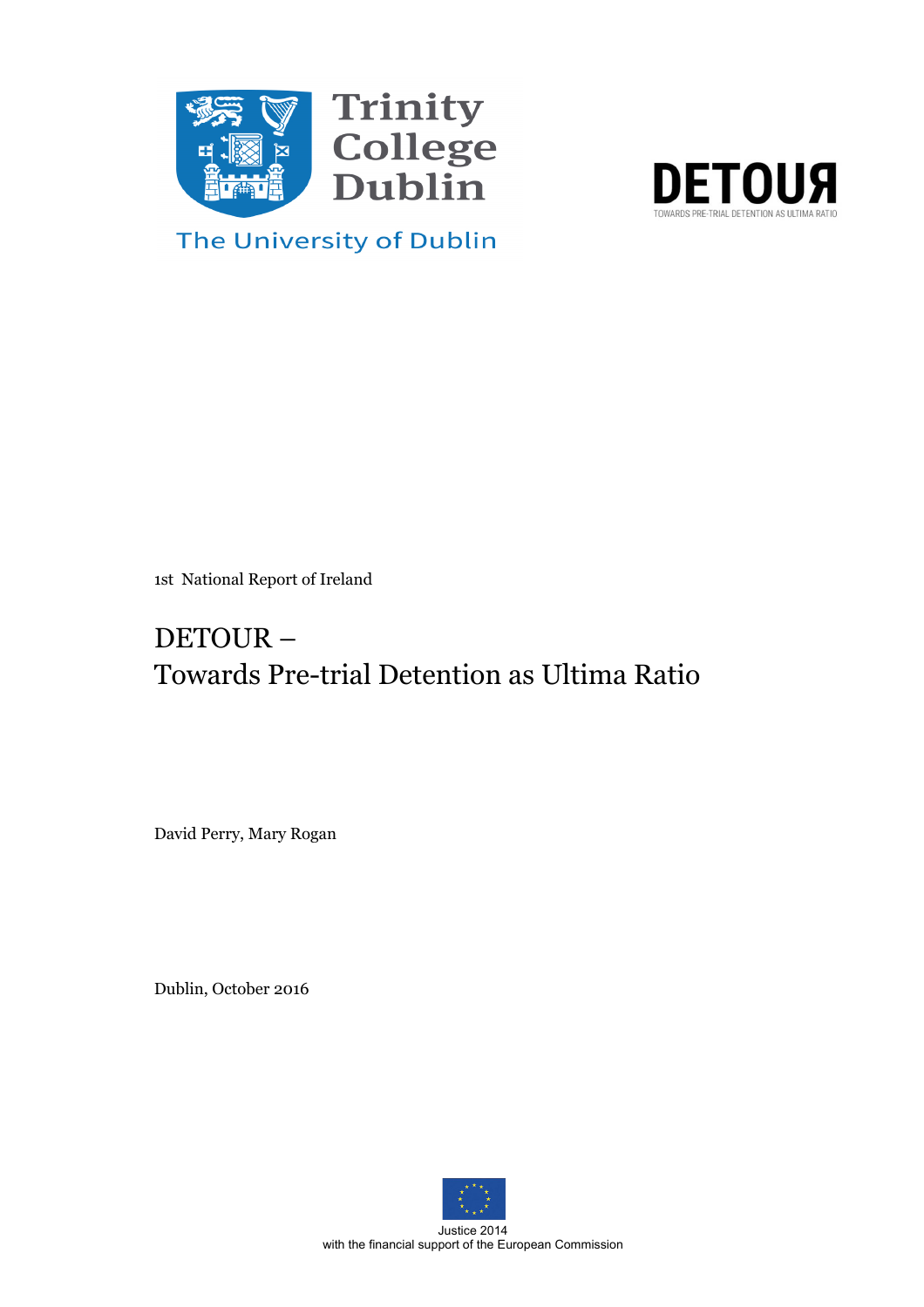Trinity College Dublin

The University of Dublin

DETOUR

TOWARDS PRE-TRIAL DETENTION AS ULTIMA RATIO

1st National Report of Ireland

# DETOUR – Towards Pre-trial Detention as Ultima Ratio

David Perry, Mary Rogan

Dublin, October 2016

Justice 2014
with the financial support of the European Commission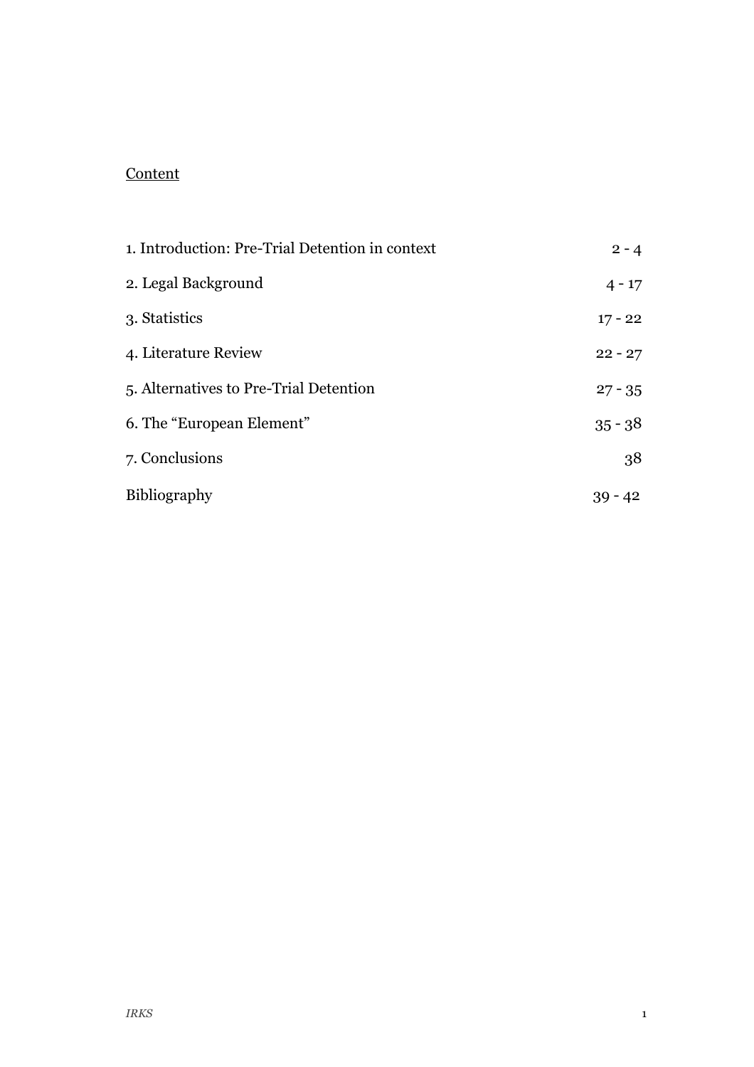Content

| | |
|---|---|
| 1. Introduction: Pre-Trial Detention in context | 2 - 4 |
| 2. Legal Background | 4 - 17 |
| 3. Statistics | 17 - 22 |
| 4. Literature Review | 22 - 27 |
| 5. Alternatives to Pre-Trial Detention | 27 - 35 |
| 6. The "European Element" | 35 - 38 |
| 7. Conclusions | 38 |
| Bibliography | 39 - 42 |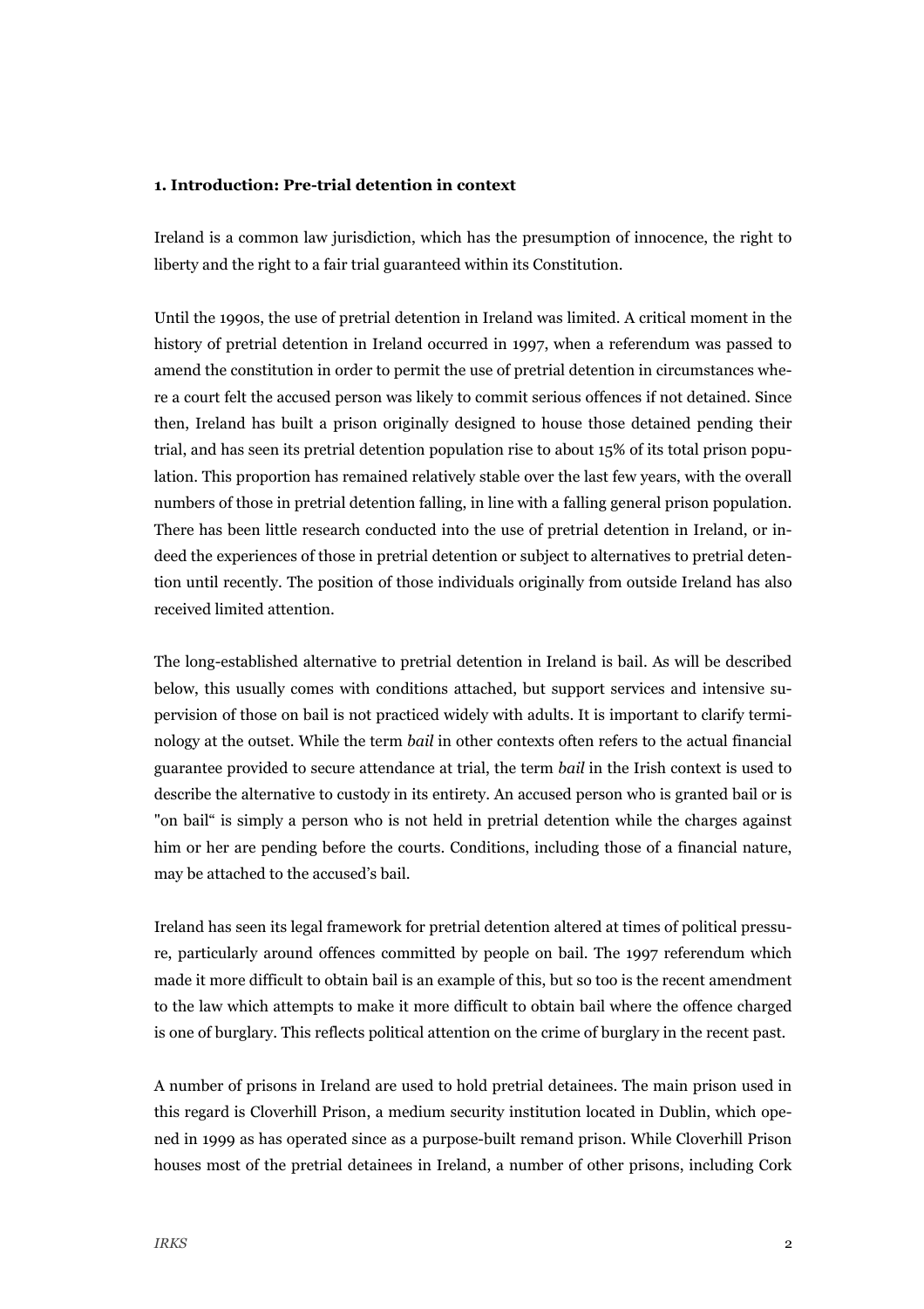**1. Introduction: Pre-trial detention in context**

Ireland is a common law jurisdiction, which has the presumption of innocence, the right to liberty and the right to a fair trial guaranteed within its Constitution.

Until the 1990s, the use of pretrial detention in Ireland was limited. A critical moment in the history of pretrial detention in Ireland occurred in 1997, when a referendum was passed to amend the constitution in order to permit the use of pretrial detention in circumstances where a court felt the accused person was likely to commit serious offences if not detained. Since then, Ireland has built a prison originally designed to house those detained pending their trial, and has seen its pretrial detention population rise to about 15% of its total prison population. This proportion has remained relatively stable over the last few years, with the overall numbers of those in pretrial detention falling, in line with a falling general prison population. There has been little research conducted into the use of pretrial detention in Ireland, or indeed the experiences of those in pretrial detention or subject to alternatives to pretrial detention until recently. The position of those individuals originally from outside Ireland has also received limited attention.

The long-established alternative to pretrial detention in Ireland is bail. As will be described below, this usually comes with conditions attached, but support services and intensive supervision of those on bail is not practiced widely with adults. It is important to clarify terminology at the outset. While the term *bail* in other contexts often refers to the actual financial guarantee provided to secure attendance at trial, the term *bail* in the Irish context is used to describe the alternative to custody in its entirety. An accused person who is granted bail or is "on bail" is simply a person who is not held in pretrial detention while the charges against him or her are pending before the courts. Conditions, including those of a financial nature, may be attached to the accused's bail.

Ireland has seen its legal framework for pretrial detention altered at times of political pressure, particularly around offences committed by people on bail. The 1997 referendum which made it more difficult to obtain bail is an example of this, but so too is the recent amendment to the law which attempts to make it more difficult to obtain bail where the offence charged is one of burglary. This reflects political attention on the crime of burglary in the recent past.

A number of prisons in Ireland are used to hold pretrial detainees. The main prison used in this regard is Cloverhill Prison, a medium security institution located in Dublin, which opened in 1999 as has operated since as a purpose-built remand prison. While Cloverhill Prison houses most of the pretrial detainees in Ireland, a number of other prisons, including Cork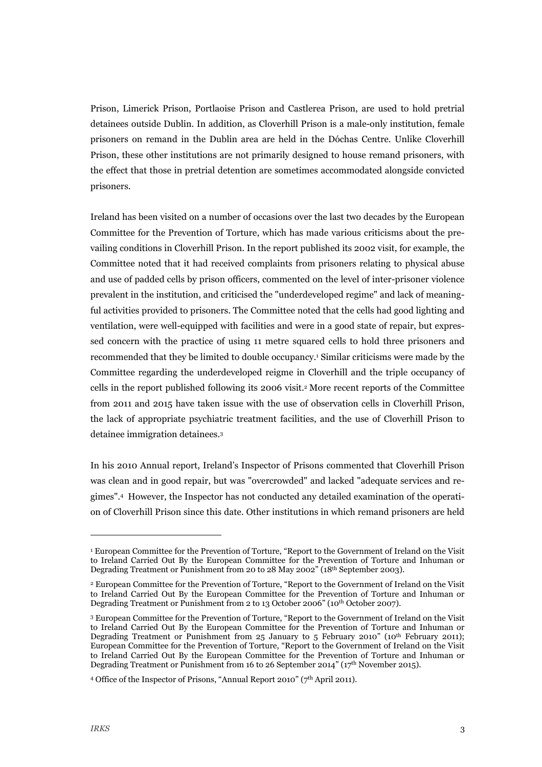Prison, Limerick Prison, Portlaoise Prison and Castlerea Prison, are used to hold pretrial detainees outside Dublin. In addition, as Cloverhill Prison is a male-only institution, female prisoners on remand in the Dublin area are held in the Dóchas Centre. Unlike Cloverhill Prison, these other institutions are not primarily designed to house remand prisoners, with the effect that those in pretrial detention are sometimes accommodated alongside convicted prisoners.

Ireland has been visited on a number of occasions over the last two decades by the European Committee for the Prevention of Torture, which has made various criticisms about the prevailing conditions in Cloverhill Prison. In the report published its 2002 visit, for example, the Committee noted that it had received complaints from prisoners relating to physical abuse and use of padded cells by prison officers, commented on the level of inter-prisoner violence prevalent in the institution, and criticised the "underdeveloped regime" and lack of meaningful activities provided to prisoners. The Committee noted that the cells had good lighting and ventilation, were well-equipped with facilities and were in a good state of repair, but expressed concern with the practice of using 11 metre squared cells to hold three prisoners and recommended that they be limited to double occupancy.[1] Similar criticisms were made by the Committee regarding the underdeveloped reigme in Cloverhill and the triple occupancy of cells in the report published following its 2006 visit.[2] More recent reports of the Committee from 2011 and 2015 have taken issue with the use of observation cells in Cloverhill Prison, the lack of appropriate psychiatric treatment facilities, and the use of Cloverhill Prison to detainee immigration detainees.[3]

In his 2010 Annual report, Ireland's Inspector of Prisons commented that Cloverhill Prison was clean and in good repair, but was "overcrowded" and lacked "adequate services and regimes".[4] However, the Inspector has not conducted any detailed examination of the operation of Cloverhill Prison since this date. Other institutions in which remand prisoners are held

---

[1] European Committee for the Prevention of Torture, "Report to the Government of Ireland on the Visit to Ireland Carried Out By the European Committee for the Prevention of Torture and Inhuman or Degrading Treatment or Punishment from 20 to 28 May 2002" (18th September 2003).

[2] European Committee for the Prevention of Torture, "Report to the Government of Ireland on the Visit to Ireland Carried Out By the European Committee for the Prevention of Torture and Inhuman or Degrading Treatment or Punishment from 2 to 13 October 2006" (10th October 2007).

[3] European Committee for the Prevention of Torture, "Report to the Government of Ireland on the Visit to Ireland Carried Out By the European Committee for the Prevention of Torture and Inhuman or Degrading Treatment or Punishment from 25 January to 5 February 2010" (10th February 2011); European Committee for the Prevention of Torture, "Report to the Government of Ireland on the Visit to Ireland Carried Out By the European Committee for the Prevention of Torture and Inhuman or Degrading Treatment or Punishment from 16 to 26 September 2014" (17th November 2015).

[4] Office of the Inspector of Prisons, "Annual Report 2010" (7th April 2011).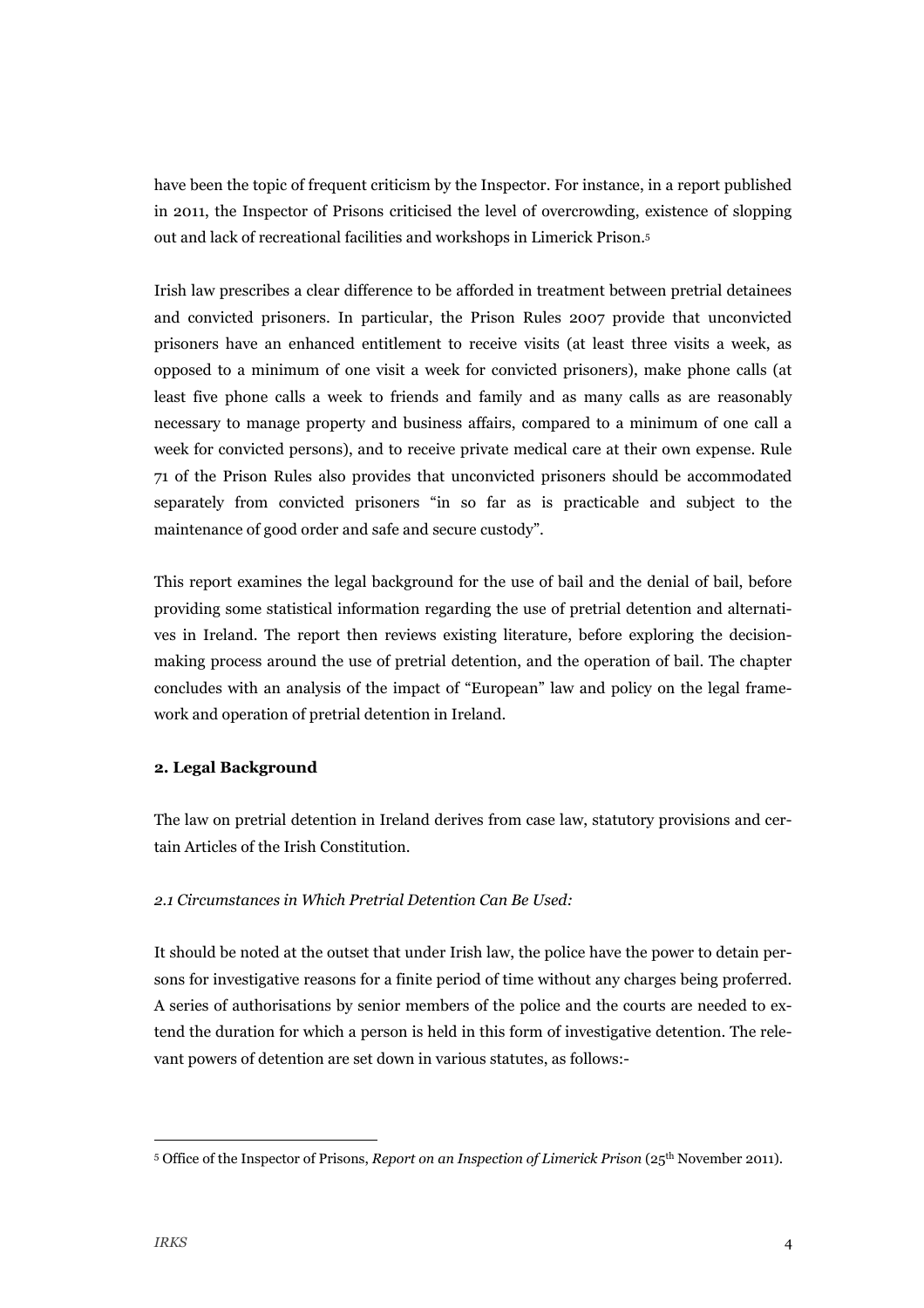have been the topic of frequent criticism by the Inspector. For instance, in a report published in 2011, the Inspector of Prisons criticised the level of overcrowding, existence of slopping out and lack of recreational facilities and workshops in Limerick Prison.[5]

Irish law prescribes a clear difference to be afforded in treatment between pretrial detainees and convicted prisoners. In particular, the Prison Rules 2007 provide that unconvicted prisoners have an enhanced entitlement to receive visits (at least three visits a week, as opposed to a minimum of one visit a week for convicted prisoners), make phone calls (at least five phone calls a week to friends and family and as many calls as are reasonably necessary to manage property and business affairs, compared to a minimum of one call a week for convicted persons), and to receive private medical care at their own expense. Rule 71 of the Prison Rules also provides that unconvicted prisoners should be accommodated separately from convicted prisoners "in so far as is practicable and subject to the maintenance of good order and safe and secure custody".

This report examines the legal background for the use of bail and the denial of bail, before providing some statistical information regarding the use of pretrial detention and alternatives in Ireland. The report then reviews existing literature, before exploring the decision-making process around the use of pretrial detention, and the operation of bail. The chapter concludes with an analysis of the impact of "European" law and policy on the legal framework and operation of pretrial detention in Ireland.

## 2. Legal Background

The law on pretrial detention in Ireland derives from case law, statutory provisions and certain Articles of the Irish Constitution.

### *2.1 Circumstances in Which Pretrial Detention Can Be Used:*

It should be noted at the outset that under Irish law, the police have the power to detain persons for investigative reasons for a finite period of time without any charges being proferred. A series of authorisations by senior members of the police and the courts are needed to extend the duration for which a person is held in this form of investigative detention. The relevant powers of detention are set down in various statutes, as follows:-

[5] Office of the Inspector of Prisons, *Report on an Inspection of Limerick Prison* (25th November 2011).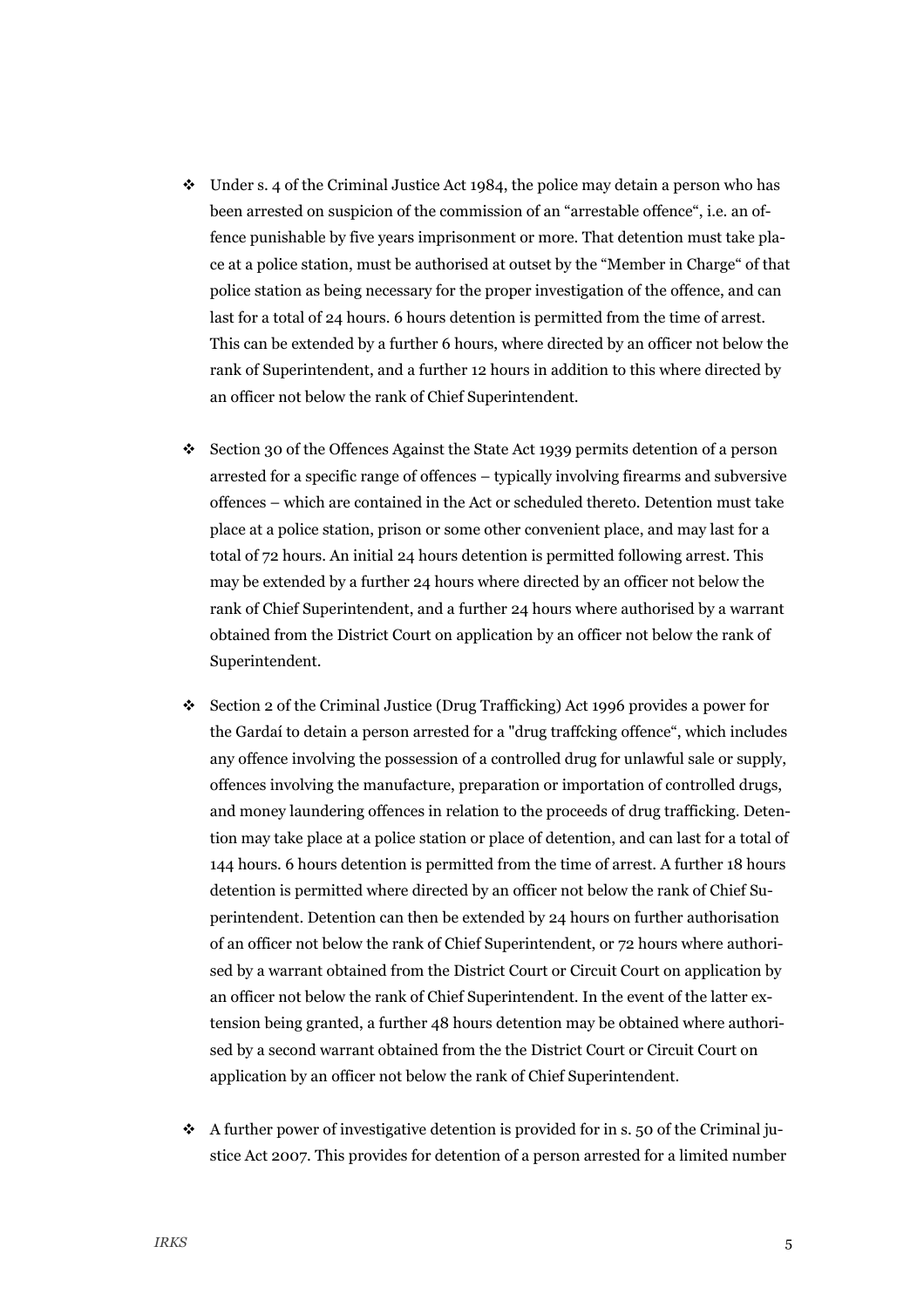- Under s. 4 of the Criminal Justice Act 1984, the police may detain a person who has been arrested on suspicion of the commission of an "arrestable offence", i.e. an offence punishable by five years imprisonment or more. That detention must take place at a police station, must be authorised at outset by the "Member in Charge" of that police station as being necessary for the proper investigation of the offence, and can last for a total of 24 hours. 6 hours detention is permitted from the time of arrest. This can be extended by a further 6 hours, where directed by an officer not below the rank of Superintendent, and a further 12 hours in addition to this where directed by an officer not below the rank of Chief Superintendent.

- Section 30 of the Offences Against the State Act 1939 permits detention of a person arrested for a specific range of offences – typically involving firearms and subversive offences – which are contained in the Act or scheduled thereto. Detention must take place at a police station, prison or some other convenient place, and may last for a total of 72 hours. An initial 24 hours detention is permitted following arrest. This may be extended by a further 24 hours where directed by an officer not below the rank of Chief Superintendent, and a further 24 hours where authorised by a warrant obtained from the District Court on application by an officer not below the rank of Superintendent.

- Section 2 of the Criminal Justice (Drug Trafficking) Act 1996 provides a power for the Gardaí to detain a person arrested for a "drug traffcking offence", which includes any offence involving the possession of a controlled drug for unlawful sale or supply, offences involving the manufacture, preparation or importation of controlled drugs, and money laundering offences in relation to the proceeds of drug trafficking. Detention may take place at a police station or place of detention, and can last for a total of 144 hours. 6 hours detention is permitted from the time of arrest. A further 18 hours detention is permitted where directed by an officer not below the rank of Chief Superintendent. Detention can then be extended by 24 hours on further authorisation of an officer not below the rank of Chief Superintendent, or 72 hours where authorised by a warrant obtained from the District Court or Circuit Court on application by an officer not below the rank of Chief Superintendent. In the event of the latter extension being granted, a further 48 hours detention may be obtained where authorised by a second warrant obtained from the the District Court or Circuit Court on application by an officer not below the rank of Chief Superintendent.

- A further power of investigative detention is provided for in s. 50 of the Criminal justice Act 2007. This provides for detention of a person arrested for a limited number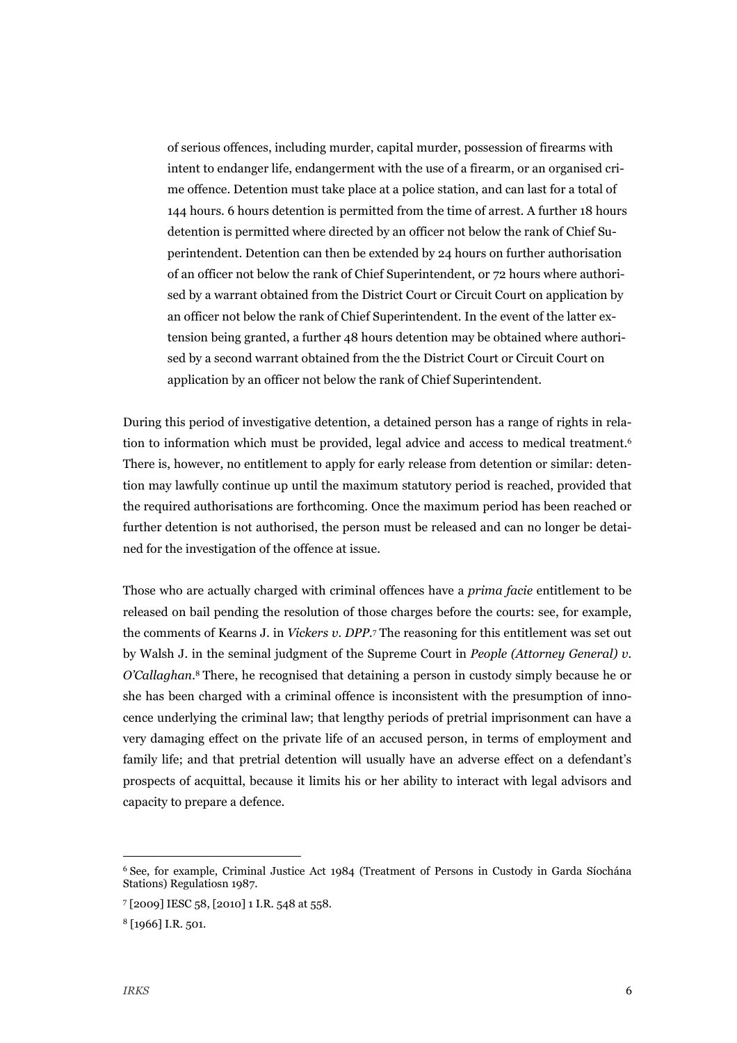> of serious offences, including murder, capital murder, possession of firearms with intent to endanger life, endangerment with the use of a firearm, or an organised crime offence. Detention must take place at a police station, and can last for a total of 144 hours. 6 hours detention is permitted from the time of arrest. A further 18 hours detention is permitted where directed by an officer not below the rank of Chief Superintendent. Detention can then be extended by 24 hours on further authorisation of an officer not below the rank of Chief Superintendent, or 72 hours where authorised by a warrant obtained from the District Court or Circuit Court on application by an officer not below the rank of Chief Superintendent. In the event of the latter extension being granted, a further 48 hours detention may be obtained where authorised by a second warrant obtained from the the District Court or Circuit Court on application by an officer not below the rank of Chief Superintendent.

During this period of investigative detention, a detained person has a range of rights in relation to information which must be provided, legal advice and access to medical treatment.[6] There is, however, no entitlement to apply for early release from detention or similar: detention may lawfully continue up until the maximum statutory period is reached, provided that the required authorisations are forthcoming. Once the maximum period has been reached or further detention is not authorised, the person must be released and can no longer be detained for the investigation of the offence at issue.

Those who are actually charged with criminal offences have a *prima facie* entitlement to be released on bail pending the resolution of those charges before the courts: see, for example, the comments of Kearns J. in *Vickers v. DPP*.[7] The reasoning for this entitlement was set out by Walsh J. in the seminal judgment of the Supreme Court in *People (Attorney General) v. O'Callaghan*.[8] There, he recognised that detaining a person in custody simply because he or she has been charged with a criminal offence is inconsistent with the presumption of innocence underlying the criminal law; that lengthy periods of pretrial imprisonment can have a very damaging effect on the private life of an accused person, in terms of employment and family life; and that pretrial detention will usually have an adverse effect on a defendant's prospects of acquittal, because it limits his or her ability to interact with legal advisors and capacity to prepare a defence.

---

[6] See, for example, Criminal Justice Act 1984 (Treatment of Persons in Custody in Garda Síochána Stations) Regulatiosn 1987.

[7] [2009] IESC 58, [2010] 1 I.R. 548 at 558.

[8] [1966] I.R. 501.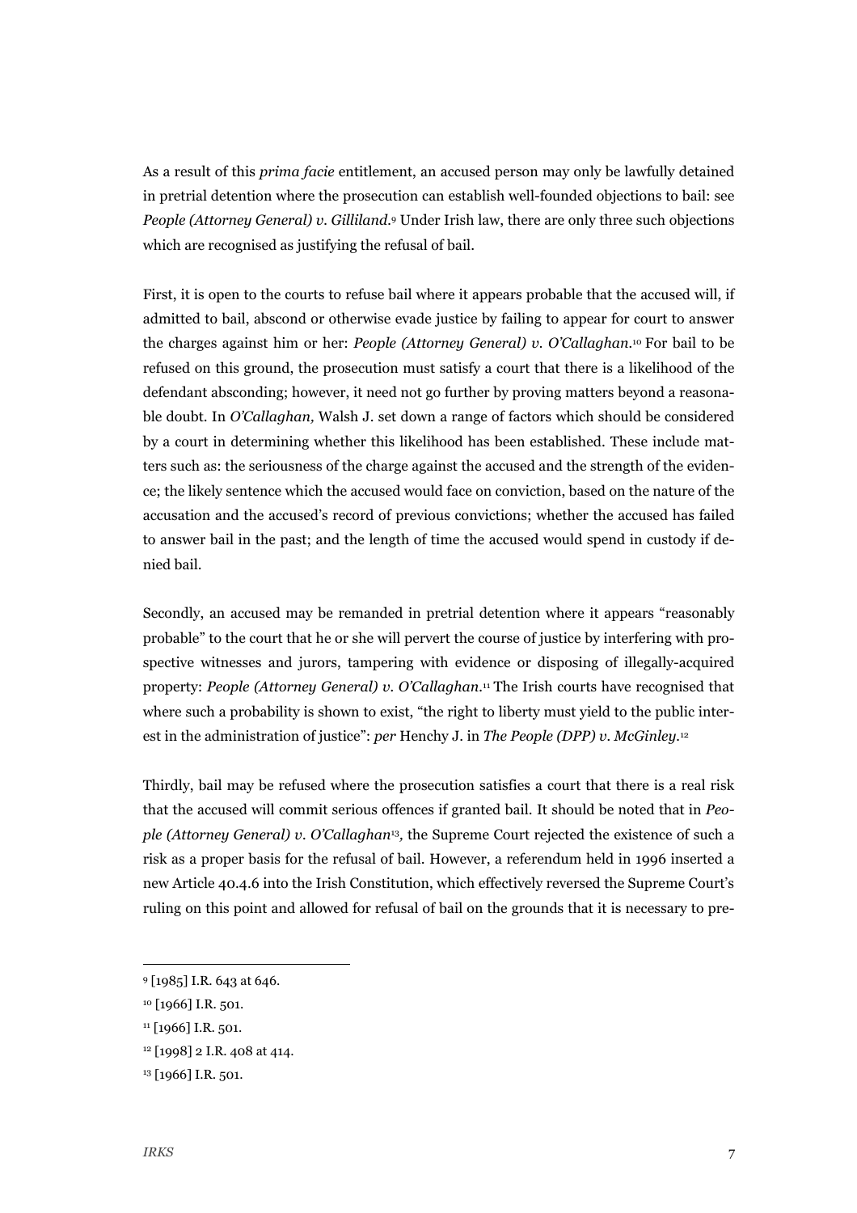As a result of this *prima facie* entitlement, an accused person may only be lawfully detained in pretrial detention where the prosecution can establish well-founded objections to bail: see *People (Attorney General) v. Gilliland*.[9] Under Irish law, there are only three such objections which are recognised as justifying the refusal of bail.

First, it is open to the courts to refuse bail where it appears probable that the accused will, if admitted to bail, abscond or otherwise evade justice by failing to appear for court to answer the charges against him or her: *People (Attorney General) v. O'Callaghan*.[10] For bail to be refused on this ground, the prosecution must satisfy a court that there is a likelihood of the defendant absconding; however, it need not go further by proving matters beyond a reasonable doubt. In *O'Callaghan,* Walsh J. set down a range of factors which should be considered by a court in determining whether this likelihood has been established. These include matters such as: the seriousness of the charge against the accused and the strength of the evidence; the likely sentence which the accused would face on conviction, based on the nature of the accusation and the accused's record of previous convictions; whether the accused has failed to answer bail in the past; and the length of time the accused would spend in custody if denied bail.

Secondly, an accused may be remanded in pretrial detention where it appears "reasonably probable" to the court that he or she will pervert the course of justice by interfering with prospective witnesses and jurors, tampering with evidence or disposing of illegally-acquired property: *People (Attorney General) v. O'Callaghan*.[11] The Irish courts have recognised that where such a probability is shown to exist, "the right to liberty must yield to the public interest in the administration of justice": *per* Henchy J. in *The People (DPP) v. McGinley*.[12]

Thirdly, bail may be refused where the prosecution satisfies a court that there is a real risk that the accused will commit serious offences if granted bail. It should be noted that in *People (Attorney General) v. O'Callaghan*[13]*,* the Supreme Court rejected the existence of such a risk as a proper basis for the refusal of bail. However, a referendum held in 1996 inserted a new Article 40.4.6 into the Irish Constitution, which effectively reversed the Supreme Court's ruling on this point and allowed for refusal of bail on the grounds that it is necessary to pre-

---

[9] [1985] I.R. 643 at 646.

[10] [1966] I.R. 501.

[11] [1966] I.R. 501.

[12] [1998] 2 I.R. 408 at 414.

[13] [1966] I.R. 501.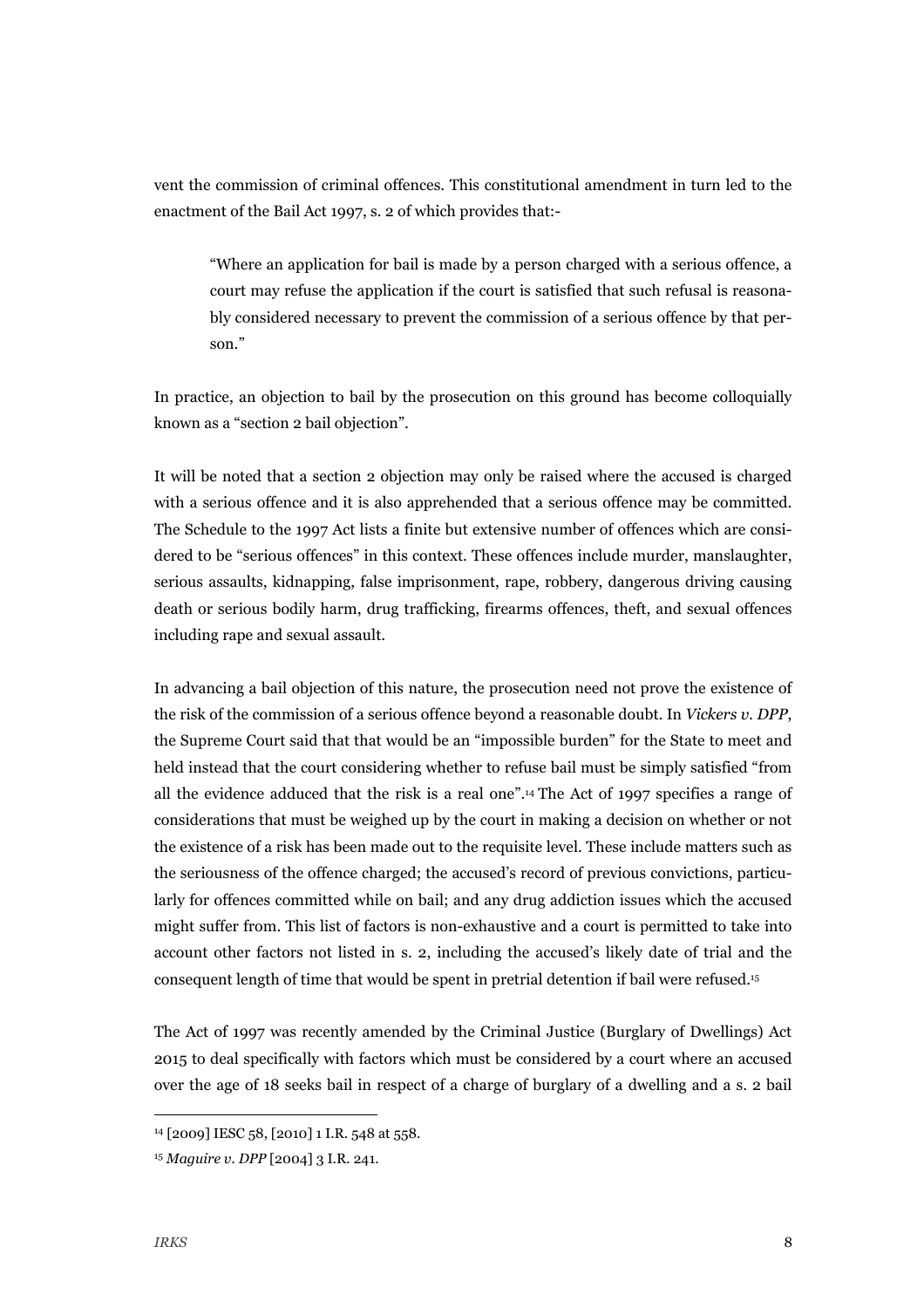vent the commission of criminal offences. This constitutional amendment in turn led to the enactment of the Bail Act 1997, s. 2 of which provides that:-

> "Where an application for bail is made by a person charged with a serious offence, a court may refuse the application if the court is satisfied that such refusal is reasonably considered necessary to prevent the commission of a serious offence by that person."

In practice, an objection to bail by the prosecution on this ground has become colloquially known as a "section 2 bail objection".

It will be noted that a section 2 objection may only be raised where the accused is charged with a serious offence and it is also apprehended that a serious offence may be committed. The Schedule to the 1997 Act lists a finite but extensive number of offences which are considered to be "serious offences" in this context. These offences include murder, manslaughter, serious assaults, kidnapping, false imprisonment, rape, robbery, dangerous driving causing death or serious bodily harm, drug trafficking, firearms offences, theft, and sexual offences including rape and sexual assault.

In advancing a bail objection of this nature, the prosecution need not prove the existence of the risk of the commission of a serious offence beyond a reasonable doubt. In *Vickers v. DPP*, the Supreme Court said that that would be an "impossible burden" for the State to meet and held instead that the court considering whether to refuse bail must be simply satisfied "from all the evidence adduced that the risk is a real one".[14] The Act of 1997 specifies a range of considerations that must be weighed up by the court in making a decision on whether or not the existence of a risk has been made out to the requisite level. These include matters such as the seriousness of the offence charged; the accused's record of previous convictions, particularly for offences committed while on bail; and any drug addiction issues which the accused might suffer from. This list of factors is non-exhaustive and a court is permitted to take into account other factors not listed in s. 2, including the accused's likely date of trial and the consequent length of time that would be spent in pretrial detention if bail were refused.[15]

The Act of 1997 was recently amended by the Criminal Justice (Burglary of Dwellings) Act 2015 to deal specifically with factors which must be considered by a court where an accused over the age of 18 seeks bail in respect of a charge of burglary of a dwelling and a s. 2 bail

---

[14] [2009] IESC 58, [2010] 1 I.R. 548 at 558.

[15] *Maguire v. DPP* [2004] 3 I.R. 241.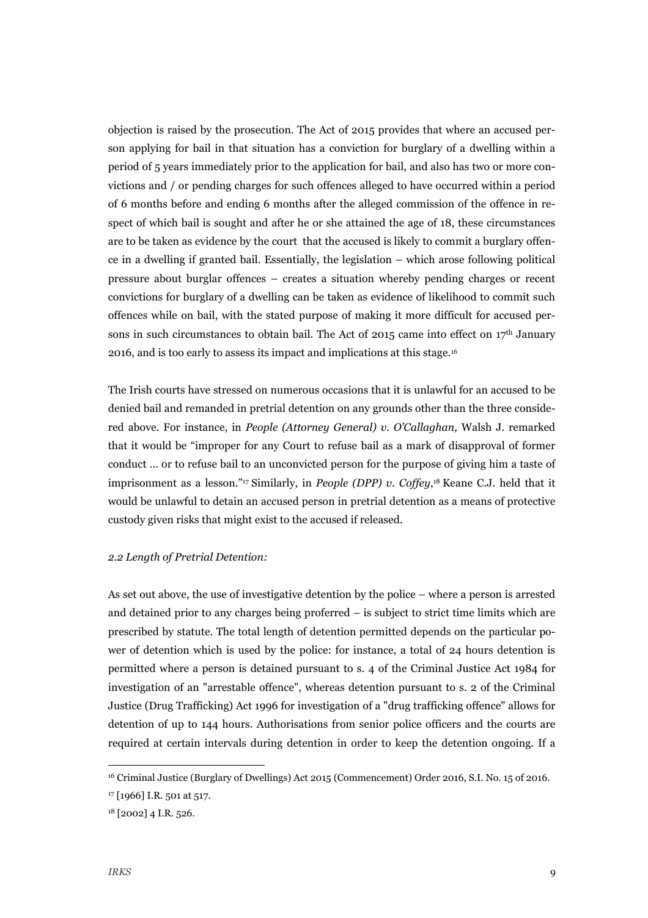objection is raised by the prosecution. The Act of 2015 provides that where an accused person applying for bail in that situation has a conviction for burglary of a dwelling within a period of 5 years immediately prior to the application for bail, and also has two or more convictions and / or pending charges for such offences alleged to have occurred within a period of 6 months before and ending 6 months after the alleged commission of the offence in respect of which bail is sought and after he or she attained the age of 18, these circumstances are to be taken as evidence by the court that the accused is likely to commit a burglary offence in a dwelling if granted bail. Essentially, the legislation – which arose following political pressure about burglar offences – creates a situation whereby pending charges or recent convictions for burglary of a dwelling can be taken as evidence of likelihood to commit such offences while on bail, with the stated purpose of making it more difficult for accused persons in such circumstances to obtain bail. The Act of 2015 came into effect on 17th January 2016, and is too early to assess its impact and implications at this stage.[16]

The Irish courts have stressed on numerous occasions that it is unlawful for an accused to be denied bail and remanded in pretrial detention on any grounds other than the three considered above. For instance, in *People (Attorney General) v. O'Callaghan,* Walsh J. remarked that it would be "improper for any Court to refuse bail as a mark of disapproval of former conduct … or to refuse bail to an unconvicted person for the purpose of giving him a taste of imprisonment as a lesson."[17] Similarly, in *People (DPP) v. Coffey*,[18] Keane C.J. held that it would be unlawful to detain an accused person in pretrial detention as a means of protective custody given risks that might exist to the accused if released.

### *2.2 Length of Pretrial Detention:*

As set out above, the use of investigative detention by the police – where a person is arrested and detained prior to any charges being proferred – is subject to strict time limits which are prescribed by statute. The total length of detention permitted depends on the particular power of detention which is used by the police: for instance, a total of 24 hours detention is permitted where a person is detained pursuant to s. 4 of the Criminal Justice Act 1984 for investigation of an "arrestable offence", whereas detention pursuant to s. 2 of the Criminal Justice (Drug Trafficking) Act 1996 for investigation of a "drug trafficking offence" allows for detention of up to 144 hours. Authorisations from senior police officers and the courts are required at certain intervals during detention in order to keep the detention ongoing. If a

---

[16] Criminal Justice (Burglary of Dwellings) Act 2015 (Commencement) Order 2016, S.I. No. 15 of 2016.

[17] [1966] I.R. 501 at 517.

[18] [2002] 4 I.R. 526.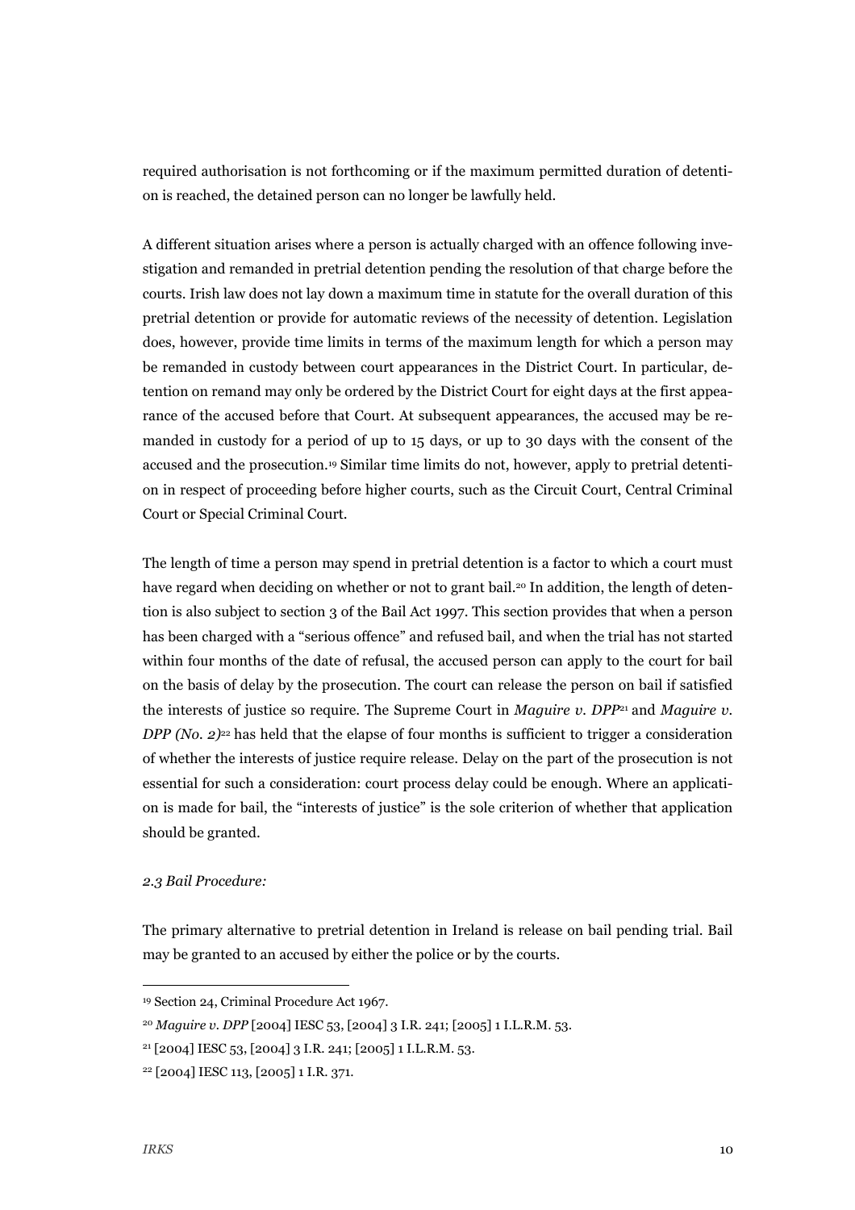required authorisation is not forthcoming or if the maximum permitted duration of detention is reached, the detained person can no longer be lawfully held.

A different situation arises where a person is actually charged with an offence following investigation and remanded in pretrial detention pending the resolution of that charge before the courts. Irish law does not lay down a maximum time in statute for the overall duration of this pretrial detention or provide for automatic reviews of the necessity of detention. Legislation does, however, provide time limits in terms of the maximum length for which a person may be remanded in custody between court appearances in the District Court. In particular, detention on remand may only be ordered by the District Court for eight days at the first appearance of the accused before that Court. At subsequent appearances, the accused may be remanded in custody for a period of up to 15 days, or up to 30 days with the consent of the accused and the prosecution.[19] Similar time limits do not, however, apply to pretrial detention in respect of proceeding before higher courts, such as the Circuit Court, Central Criminal Court or Special Criminal Court.

The length of time a person may spend in pretrial detention is a factor to which a court must have regard when deciding on whether or not to grant bail.[20] In addition, the length of detention is also subject to section 3 of the Bail Act 1997. This section provides that when a person has been charged with a "serious offence" and refused bail, and when the trial has not started within four months of the date of refusal, the accused person can apply to the court for bail on the basis of delay by the prosecution. The court can release the person on bail if satisfied the interests of justice so require. The Supreme Court in *Maguire v. DPP*[21] and *Maguire v. DPP (No. 2)*[22] has held that the elapse of four months is sufficient to trigger a consideration of whether the interests of justice require release. Delay on the part of the prosecution is not essential for such a consideration: court process delay could be enough. Where an application is made for bail, the "interests of justice" is the sole criterion of whether that application should be granted.

### *2.3 Bail Procedure:*

The primary alternative to pretrial detention in Ireland is release on bail pending trial. Bail may be granted to an accused by either the police or by the courts.

---

[19] Section 24, Criminal Procedure Act 1967.

[20] *Maguire v. DPP* [2004] IESC 53, [2004] 3 I.R. 241; [2005] 1 I.L.R.M. 53.

[21] [2004] IESC 53, [2004] 3 I.R. 241; [2005] 1 I.L.R.M. 53.

[22] [2004] IESC 113, [2005] 1 I.R. 371.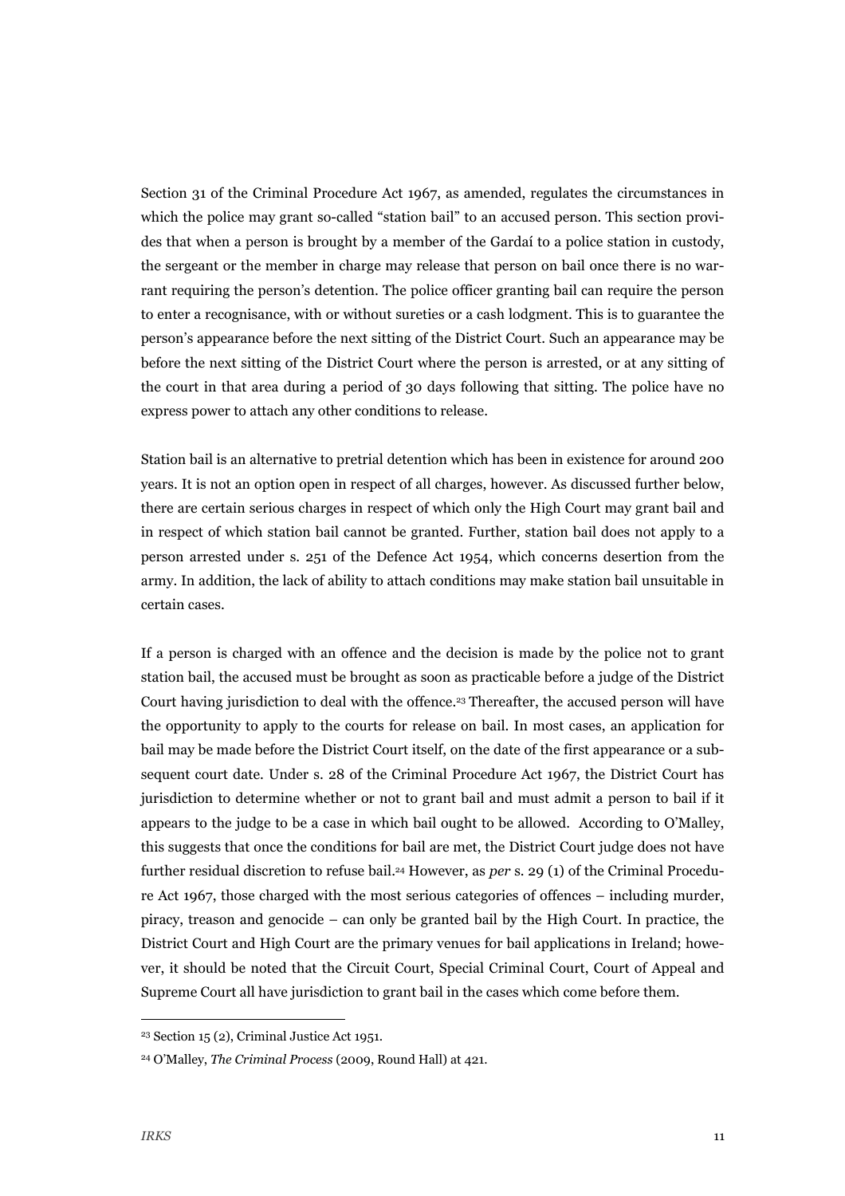Section 31 of the Criminal Procedure Act 1967, as amended, regulates the circumstances in which the police may grant so-called "station bail" to an accused person. This section provides that when a person is brought by a member of the Gardaí to a police station in custody, the sergeant or the member in charge may release that person on bail once there is no warrant requiring the person's detention. The police officer granting bail can require the person to enter a recognisance, with or without sureties or a cash lodgment. This is to guarantee the person's appearance before the next sitting of the District Court. Such an appearance may be before the next sitting of the District Court where the person is arrested, or at any sitting of the court in that area during a period of 30 days following that sitting. The police have no express power to attach any other conditions to release.

Station bail is an alternative to pretrial detention which has been in existence for around 200 years. It is not an option open in respect of all charges, however. As discussed further below, there are certain serious charges in respect of which only the High Court may grant bail and in respect of which station bail cannot be granted. Further, station bail does not apply to a person arrested under s. 251 of the Defence Act 1954, which concerns desertion from the army. In addition, the lack of ability to attach conditions may make station bail unsuitable in certain cases.

If a person is charged with an offence and the decision is made by the police not to grant station bail, the accused must be brought as soon as practicable before a judge of the District Court having jurisdiction to deal with the offence.[23] Thereafter, the accused person will have the opportunity to apply to the courts for release on bail. In most cases, an application for bail may be made before the District Court itself, on the date of the first appearance or a subsequent court date. Under s. 28 of the Criminal Procedure Act 1967, the District Court has jurisdiction to determine whether or not to grant bail and must admit a person to bail if it appears to the judge to be a case in which bail ought to be allowed. According to O'Malley, this suggests that once the conditions for bail are met, the District Court judge does not have further residual discretion to refuse bail.[24] However, as *per* s. 29 (1) of the Criminal Procedure Act 1967, those charged with the most serious categories of offences – including murder, piracy, treason and genocide – can only be granted bail by the High Court. In practice, the District Court and High Court are the primary venues for bail applications in Ireland; however, it should be noted that the Circuit Court, Special Criminal Court, Court of Appeal and Supreme Court all have jurisdiction to grant bail in the cases which come before them.

---

[23] Section 15 (2), Criminal Justice Act 1951.

[24] O'Malley, *The Criminal Process* (2009, Round Hall) at 421.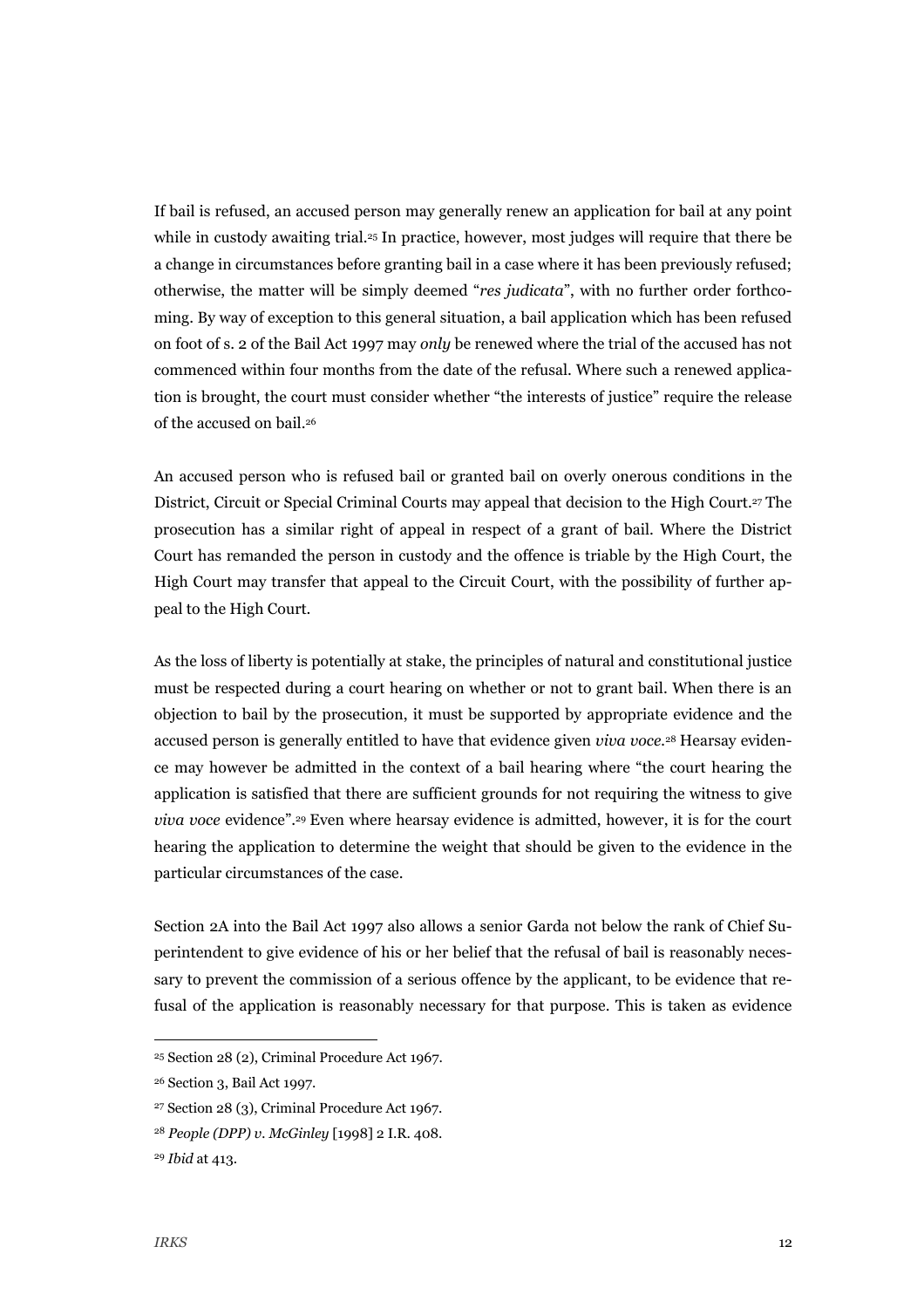If bail is refused, an accused person may generally renew an application for bail at any point while in custody awaiting trial.[25] In practice, however, most judges will require that there be a change in circumstances before granting bail in a case where it has been previously refused; otherwise, the matter will be simply deemed "*res judicata*", with no further order forthcoming. By way of exception to this general situation, a bail application which has been refused on foot of s. 2 of the Bail Act 1997 may *only* be renewed where the trial of the accused has not commenced within four months from the date of the refusal. Where such a renewed application is brought, the court must consider whether "the interests of justice" require the release of the accused on bail.[26]

An accused person who is refused bail or granted bail on overly onerous conditions in the District, Circuit or Special Criminal Courts may appeal that decision to the High Court.[27] The prosecution has a similar right of appeal in respect of a grant of bail. Where the District Court has remanded the person in custody and the offence is triable by the High Court, the High Court may transfer that appeal to the Circuit Court, with the possibility of further appeal to the High Court.

As the loss of liberty is potentially at stake, the principles of natural and constitutional justice must be respected during a court hearing on whether or not to grant bail. When there is an objection to bail by the prosecution, it must be supported by appropriate evidence and the accused person is generally entitled to have that evidence given *viva voce*.[28] Hearsay evidence may however be admitted in the context of a bail hearing where "the court hearing the application is satisfied that there are sufficient grounds for not requiring the witness to give *viva voce* evidence".[29] Even where hearsay evidence is admitted, however, it is for the court hearing the application to determine the weight that should be given to the evidence in the particular circumstances of the case.

Section 2A into the Bail Act 1997 also allows a senior Garda not below the rank of Chief Superintendent to give evidence of his or her belief that the refusal of bail is reasonably necessary to prevent the commission of a serious offence by the applicant, to be evidence that refusal of the application is reasonably necessary for that purpose. This is taken as evidence

---

[25] Section 28 (2), Criminal Procedure Act 1967.

[26] Section 3, Bail Act 1997.

[27] Section 28 (3), Criminal Procedure Act 1967.

[28] *People (DPP) v. McGinley* [1998] 2 I.R. 408.

[29] *Ibid* at 413.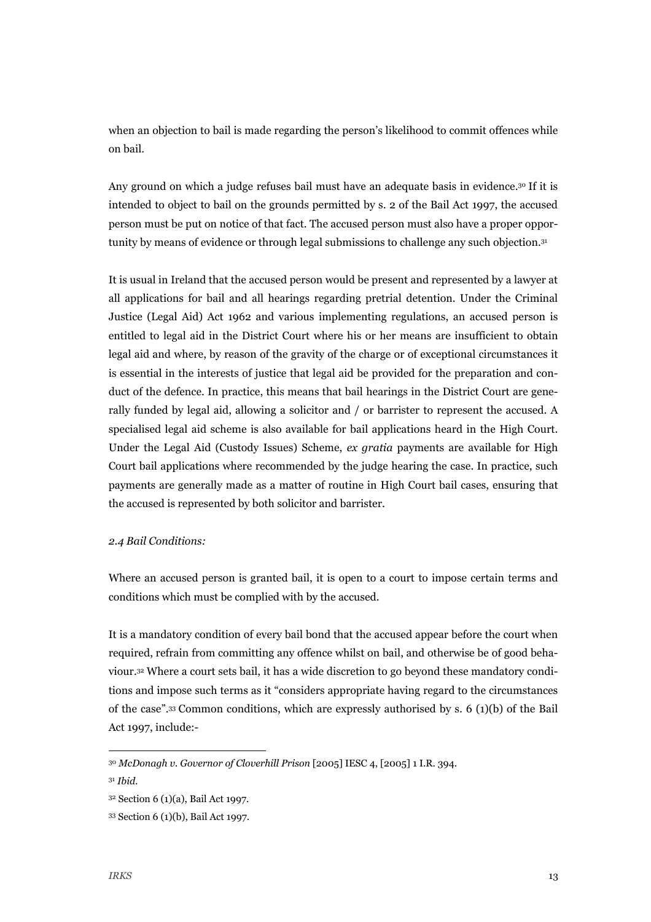when an objection to bail is made regarding the person's likelihood to commit offences while on bail.

Any ground on which a judge refuses bail must have an adequate basis in evidence.[30] If it is intended to object to bail on the grounds permitted by s. 2 of the Bail Act 1997, the accused person must be put on notice of that fact. The accused person must also have a proper opportunity by means of evidence or through legal submissions to challenge any such objection.[31]

It is usual in Ireland that the accused person would be present and represented by a lawyer at all applications for bail and all hearings regarding pretrial detention. Under the Criminal Justice (Legal Aid) Act 1962 and various implementing regulations, an accused person is entitled to legal aid in the District Court where his or her means are insufficient to obtain legal aid and where, by reason of the gravity of the charge or of exceptional circumstances it is essential in the interests of justice that legal aid be provided for the preparation and conduct of the defence. In practice, this means that bail hearings in the District Court are generally funded by legal aid, allowing a solicitor and / or barrister to represent the accused. A specialised legal aid scheme is also available for bail applications heard in the High Court. Under the Legal Aid (Custody Issues) Scheme, *ex gratia* payments are available for High Court bail applications where recommended by the judge hearing the case. In practice, such payments are generally made as a matter of routine in High Court bail cases, ensuring that the accused is represented by both solicitor and barrister.

*2.4 Bail Conditions:*

Where an accused person is granted bail, it is open to a court to impose certain terms and conditions which must be complied with by the accused.

It is a mandatory condition of every bail bond that the accused appear before the court when required, refrain from committing any offence whilst on bail, and otherwise be of good behaviour.[32] Where a court sets bail, it has a wide discretion to go beyond these mandatory conditions and impose such terms as it "considers appropriate having regard to the circumstances of the case".[33] Common conditions, which are expressly authorised by s. 6 (1)(b) of the Bail Act 1997, include:-

---

[30] *McDonagh v. Governor of Cloverhill Prison* [2005] IESC 4, [2005] 1 I.R. 394.

[31] *Ibid.*

[32] Section 6 (1)(a), Bail Act 1997.

[33] Section 6 (1)(b), Bail Act 1997.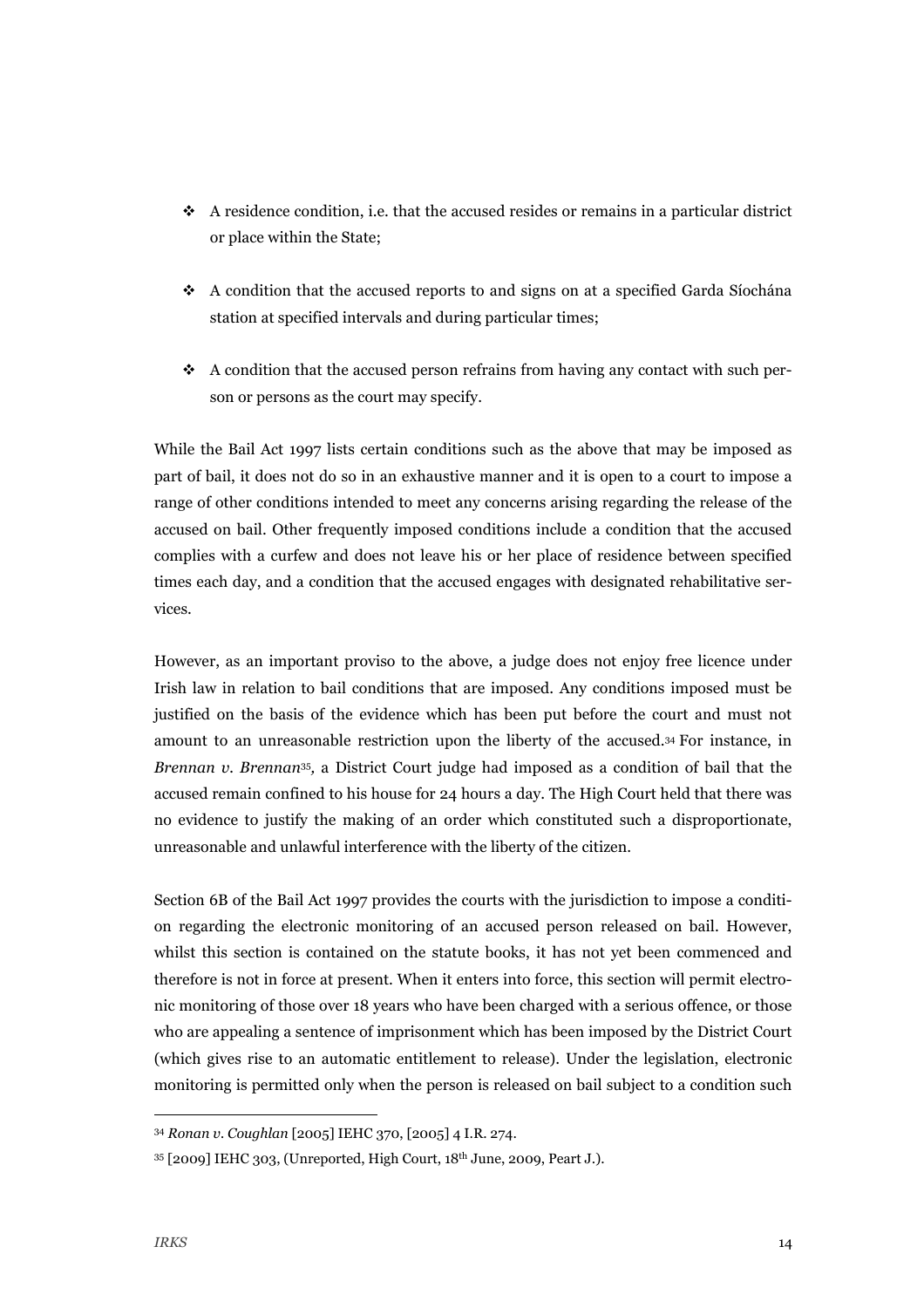- A residence condition, i.e. that the accused resides or remains in a particular district or place within the State;
- A condition that the accused reports to and signs on at a specified Garda Síochána station at specified intervals and during particular times;
- A condition that the accused person refrains from having any contact with such person or persons as the court may specify.

While the Bail Act 1997 lists certain conditions such as the above that may be imposed as part of bail, it does not do so in an exhaustive manner and it is open to a court to impose a range of other conditions intended to meet any concerns arising regarding the release of the accused on bail. Other frequently imposed conditions include a condition that the accused complies with a curfew and does not leave his or her place of residence between specified times each day, and a condition that the accused engages with designated rehabilitative services.

However, as an important proviso to the above, a judge does not enjoy free licence under Irish law in relation to bail conditions that are imposed. Any conditions imposed must be justified on the basis of the evidence which has been put before the court and must not amount to an unreasonable restriction upon the liberty of the accused.[34] For instance, in *Brennan v. Brennan*[35], a District Court judge had imposed as a condition of bail that the accused remain confined to his house for 24 hours a day. The High Court held that there was no evidence to justify the making of an order which constituted such a disproportionate, unreasonable and unlawful interference with the liberty of the citizen.

Section 6B of the Bail Act 1997 provides the courts with the jurisdiction to impose a condition regarding the electronic monitoring of an accused person released on bail. However, whilst this section is contained on the statute books, it has not yet been commenced and therefore is not in force at present. When it enters into force, this section will permit electronic monitoring of those over 18 years who have been charged with a serious offence, or those who are appealing a sentence of imprisonment which has been imposed by the District Court (which gives rise to an automatic entitlement to release). Under the legislation, electronic monitoring is permitted only when the person is released on bail subject to a condition such

---

[34] *Ronan v. Coughlan* [2005] IEHC 370, [2005] 4 I.R. 274.

[35] [2009] IEHC 303, (Unreported, High Court, 18th June, 2009, Peart J.).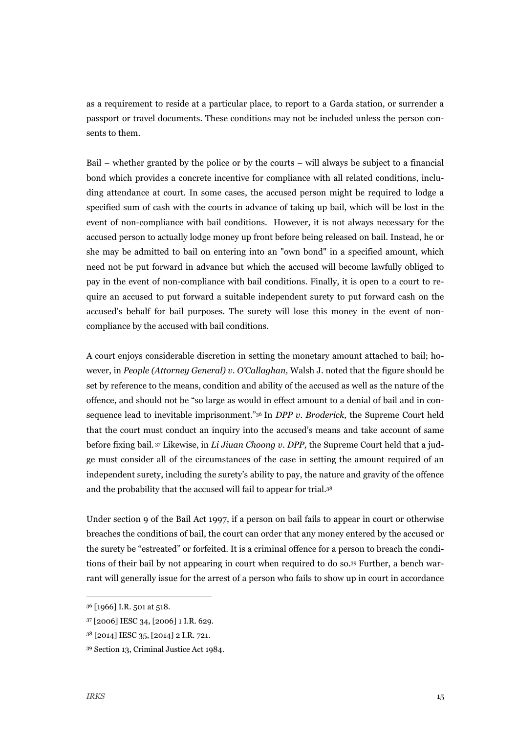as a requirement to reside at a particular place, to report to a Garda station, or surrender a passport or travel documents. These conditions may not be included unless the person consents to them.

Bail – whether granted by the police or by the courts – will always be subject to a financial bond which provides a concrete incentive for compliance with all related conditions, including attendance at court. In some cases, the accused person might be required to lodge a specified sum of cash with the courts in advance of taking up bail, which will be lost in the event of non-compliance with bail conditions. However, it is not always necessary for the accused person to actually lodge money up front before being released on bail. Instead, he or she may be admitted to bail on entering into an "own bond" in a specified amount, which need not be put forward in advance but which the accused will become lawfully obliged to pay in the event of non-compliance with bail conditions. Finally, it is open to a court to require an accused to put forward a suitable independent surety to put forward cash on the accused's behalf for bail purposes. The surety will lose this money in the event of non-compliance by the accused with bail conditions.

A court enjoys considerable discretion in setting the monetary amount attached to bail; however, in *People (Attorney General) v. O'Callaghan,* Walsh J. noted that the figure should be set by reference to the means, condition and ability of the accused as well as the nature of the offence, and should not be "so large as would in effect amount to a denial of bail and in consequence lead to inevitable imprisonment."[36] In *DPP v. Broderick,* the Supreme Court held that the court must conduct an inquiry into the accused's means and take account of same before fixing bail.[37] Likewise, in *Li Jiuan Choong v. DPP,* the Supreme Court held that a judge must consider all of the circumstances of the case in setting the amount required of an independent surety, including the surety's ability to pay, the nature and gravity of the offence and the probability that the accused will fail to appear for trial.[38]

Under section 9 of the Bail Act 1997, if a person on bail fails to appear in court or otherwise breaches the conditions of bail, the court can order that any money entered by the accused or the surety be "estreated" or forfeited. It is a criminal offence for a person to breach the conditions of their bail by not appearing in court when required to do so.[39] Further, a bench warrant will generally issue for the arrest of a person who fails to show up in court in accordance

[36] [1966] I.R. 501 at 518.

[37] [2006] IESC 34, [2006] 1 I.R. 629.

[38] [2014] IESC 35, [2014] 2 I.R. 721.

[39] Section 13, Criminal Justice Act 1984.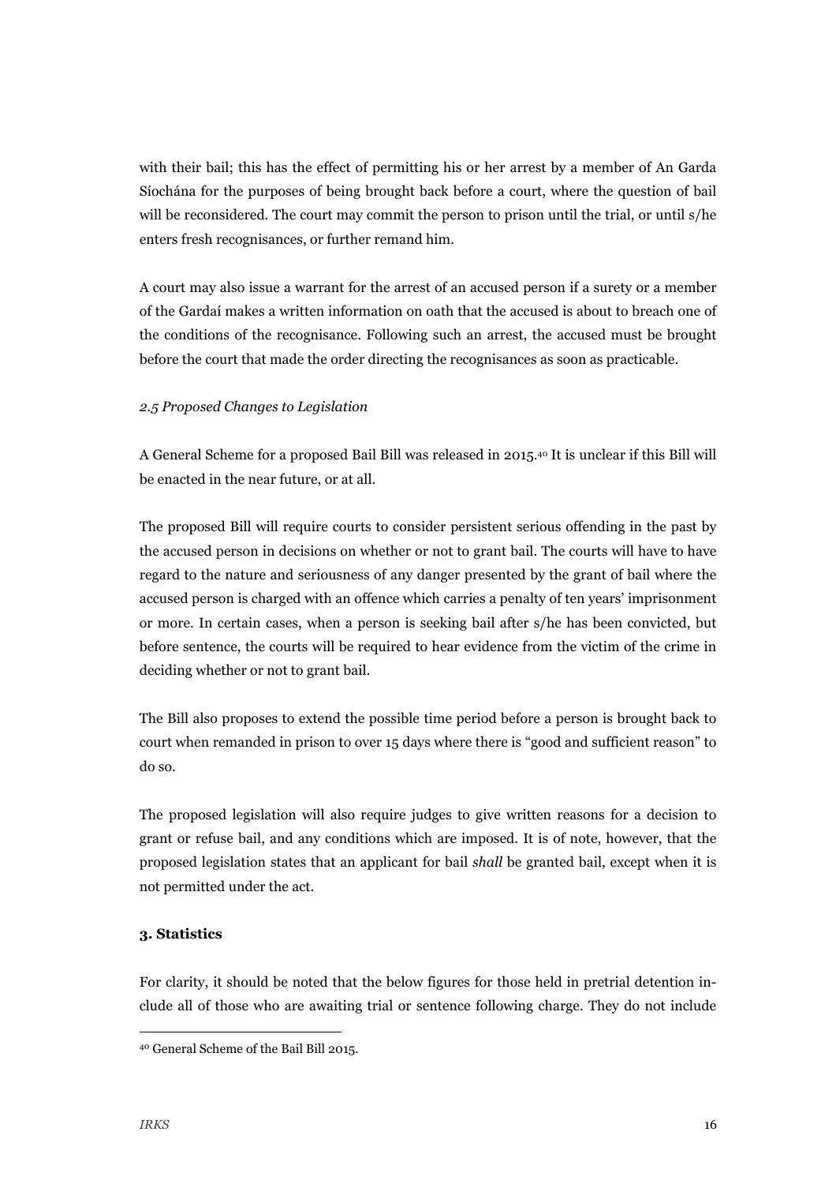with their bail; this has the effect of permitting his or her arrest by a member of An Garda Síochána for the purposes of being brought back before a court, where the question of bail will be reconsidered. The court may commit the person to prison until the trial, or until s/he enters fresh recognisances, or further remand him.

A court may also issue a warrant for the arrest of an accused person if a surety or a member of the Gardaí makes a written information on oath that the accused is about to breach one of the conditions of the recognisance. Following such an arrest, the accused must be brought before the court that made the order directing the recognisances as soon as practicable.

### *2.5 Proposed Changes to Legislation*

A General Scheme for a proposed Bail Bill was released in 2015.[40] It is unclear if this Bill will be enacted in the near future, or at all.

The proposed Bill will require courts to consider persistent serious offending in the past by the accused person in decisions on whether or not to grant bail. The courts will have to have regard to the nature and seriousness of any danger presented by the grant of bail where the accused person is charged with an offence which carries a penalty of ten years' imprisonment or more. In certain cases, when a person is seeking bail after s/he has been convicted, but before sentence, the courts will be required to hear evidence from the victim of the crime in deciding whether or not to grant bail.

The Bill also proposes to extend the possible time period before a person is brought back to court when remanded in prison to over 15 days where there is "good and sufficient reason" to do so.

The proposed legislation will also require judges to give written reasons for a decision to grant or refuse bail, and any conditions which are imposed. It is of note, however, that the proposed legislation states that an applicant for bail *shall* be granted bail, except when it is not permitted under the act.

## **3. Statistics**

For clarity, it should be noted that the below figures for those held in pretrial detention include all of those who are awaiting trial or sentence following charge. They do not include

---

[40] General Scheme of the Bail Bill 2015.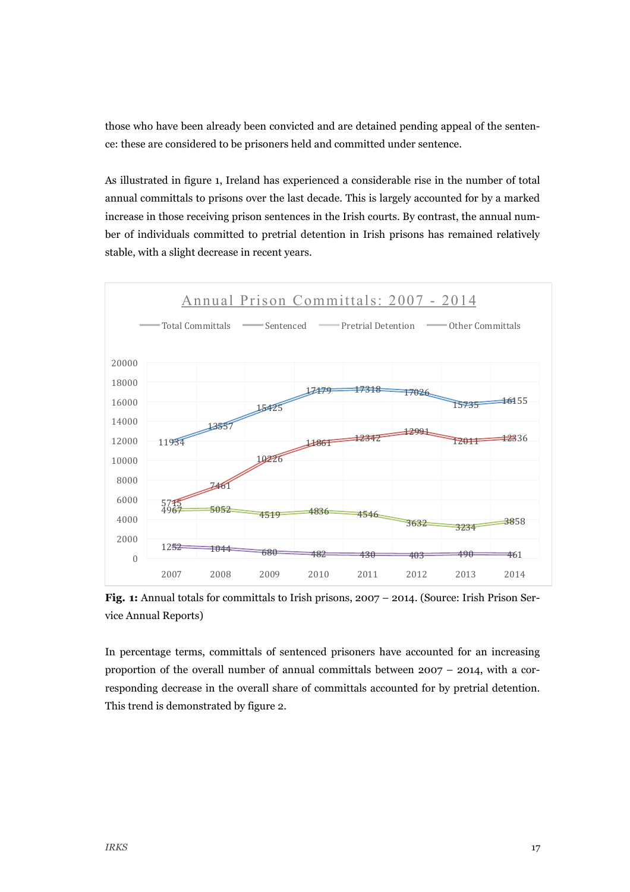those who have been already been convicted and are detained pending appeal of the sentence: these are considered to be prisoners held and committed under sentence.

As illustrated in figure 1, Ireland has experienced a considerable rise in the number of total annual committals to prisons over the last decade. This is largely accounted for by a marked increase in those receiving prison sentences in the Irish courts. By contrast, the annual number of individuals committed to pretrial detention in Irish prisons has remained relatively stable, with a slight decrease in recent years.

**Annual Prison Committals: 2007 - 2014**

| | 2007 | 2008 | 2009 | 2010 | 2011 | 2012 | 2013 | 2014 |
|---|---|---|---|---|---|---|---|---|
| Total Committals | 11934 | 13557 | 15425 | 17179 | 17318 | 17026 | 15735 | 16155 |
| Sentenced | 5715 | 7461 | 10226 | 11861 | 12342 | 12991 | 12011 | 12336 |
| Pretrial Detention | 4967 | 5052 | 4519 | 4836 | 4546 | 3632 | 3234 | 3858 |
| Other Committals | 1252 | 1044 | 680 | 482 | 430 | 403 | 490 | 461 |

**Fig. 1:** Annual totals for committals to Irish prisons, 2007 – 2014. (Source: Irish Prison Service Annual Reports)

In percentage terms, committals of sentenced prisoners have accounted for an increasing proportion of the overall number of annual committals between 2007 – 2014, with a corresponding decrease in the overall share of committals accounted for by pretrial detention. This trend is demonstrated by figure 2.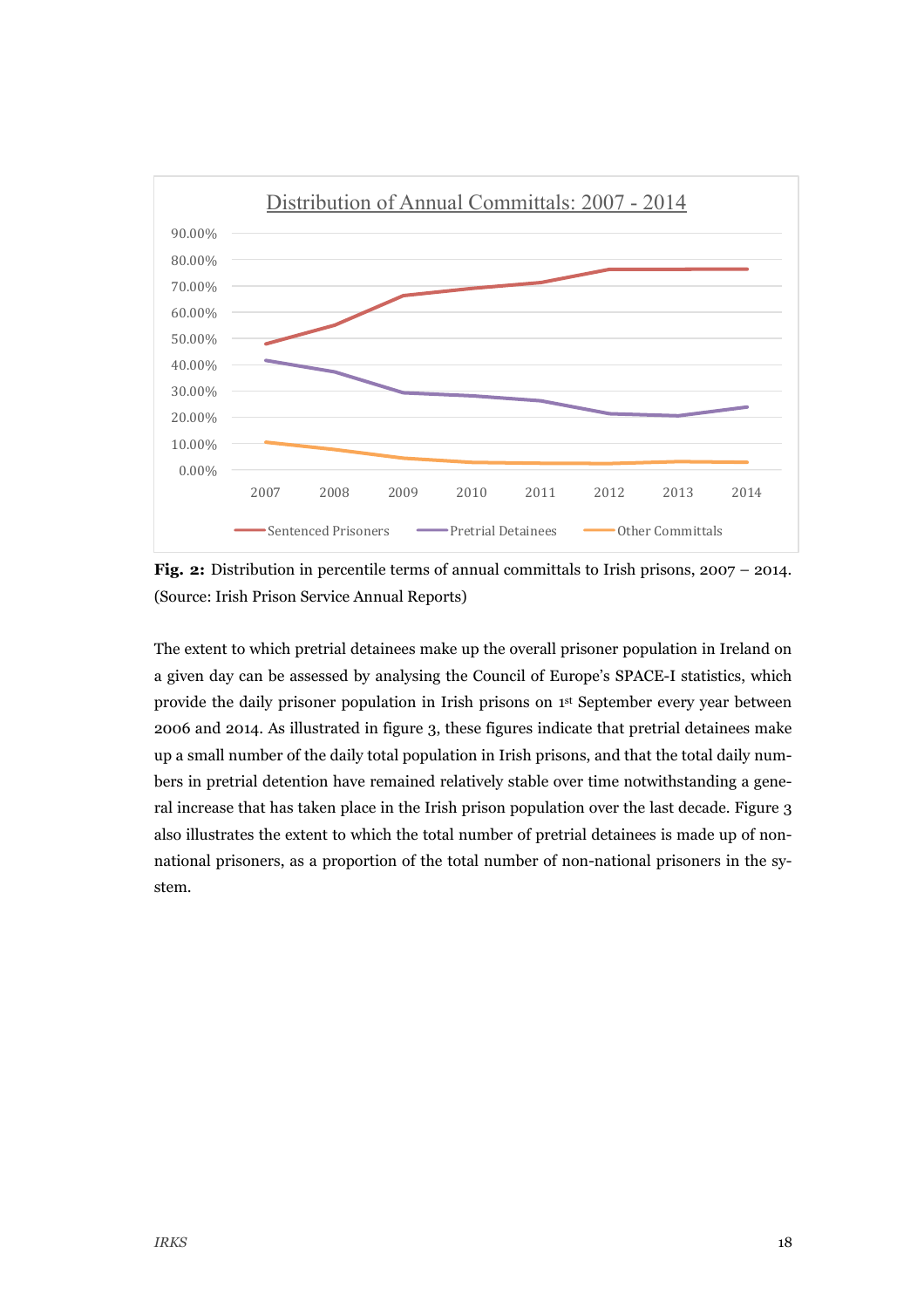**Fig. 2:** Distribution in percentile terms of annual committals to Irish prisons, 2007 – 2014. (Source: Irish Prison Service Annual Reports)

The extent to which pretrial detainees make up the overall prisoner population in Ireland on a given day can be assessed by analysing the Council of Europe's SPACE-I statistics, which provide the daily prisoner population in Irish prisons on 1st September every year between 2006 and 2014. As illustrated in figure 3, these figures indicate that pretrial detainees make up a small number of the daily total population in Irish prisons, and that the total daily numbers in pretrial detention have remained relatively stable over time notwithstanding a general increase that has taken place in the Irish prison population over the last decade. Figure 3 also illustrates the extent to which the total number of pretrial detainees is made up of non-national prisoners, as a proportion of the total number of non-national prisoners in the system.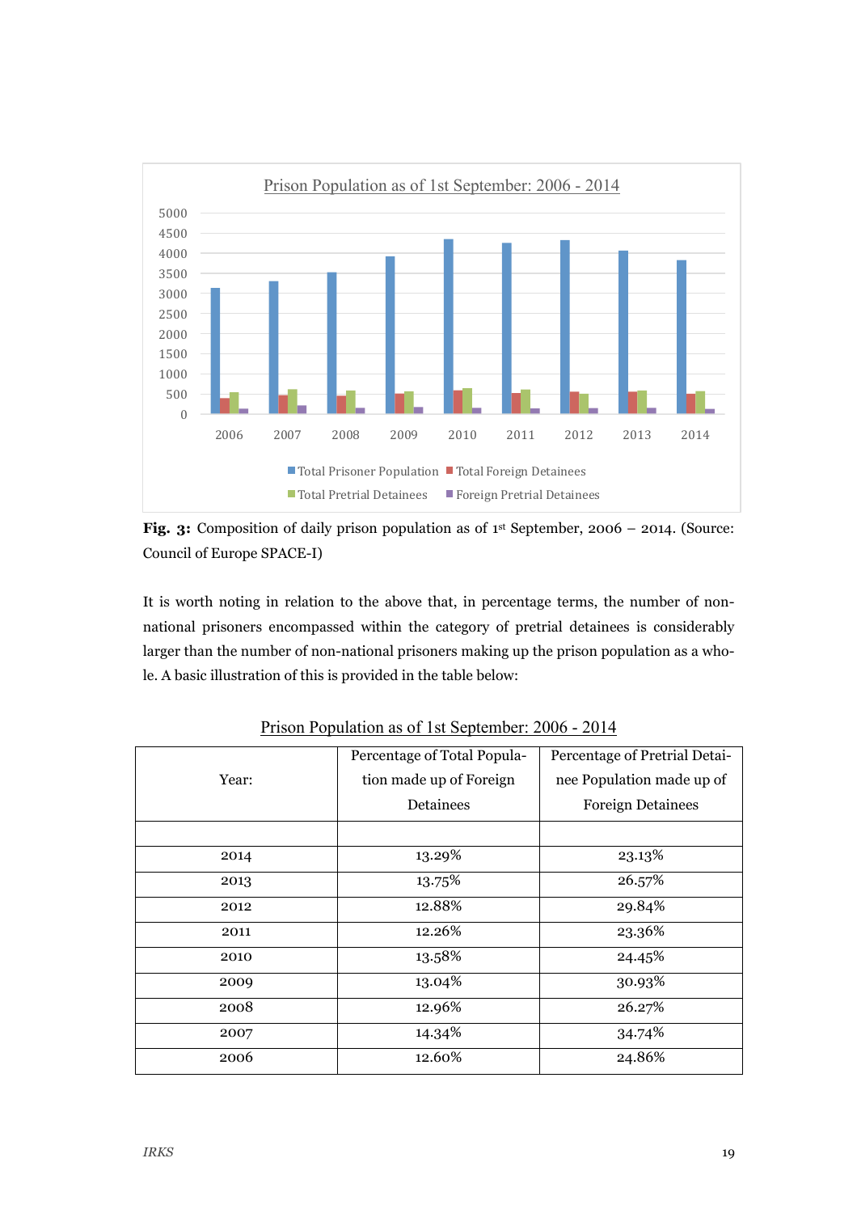**Fig. 3:** Composition of daily prison population as of 1st September, 2006 – 2014. (Source: Council of Europe SPACE-I)

It is worth noting in relation to the above that, in percentage terms, the number of non-national prisoners encompassed within the category of pretrial detainees is considerably larger than the number of non-national prisoners making up the prison population as a whole. A basic illustration of this is provided in the table below:

Prison Population as of 1st September: 2006 - 2014

| Year: | Percentage of Total Population made up of Foreign Detainees | Percentage of Pretrial Detainee Population made up of Foreign Detainees |
|---|---|---|
| | | |
| 2014 | 13.29% | 23.13% |
| 2013 | 13.75% | 26.57% |
| 2012 | 12.88% | 29.84% |
| 2011 | 12.26% | 23.36% |
| 2010 | 13.58% | 24.45% |
| 2009 | 13.04% | 30.93% |
| 2008 | 12.96% | 26.27% |
| 2007 | 14.34% | 34.74% |
| 2006 | 12.60% | 24.86% |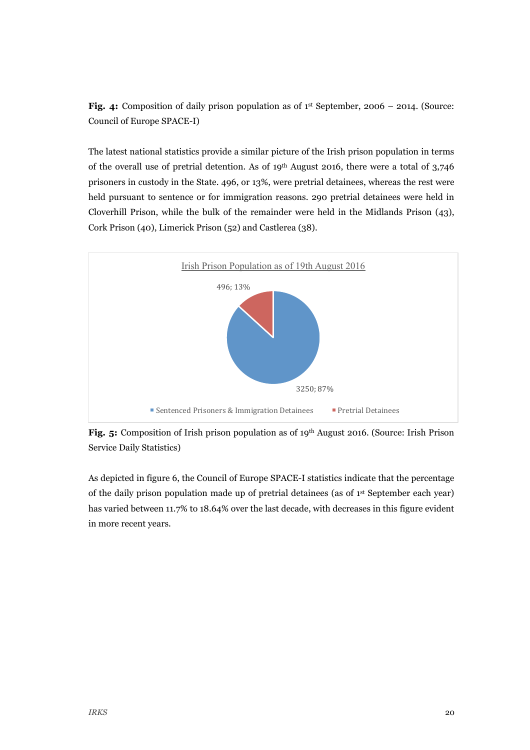**Fig. 4:** Composition of daily prison population as of 1st September, 2006 – 2014. (Source: Council of Europe SPACE-I)

The latest national statistics provide a similar picture of the Irish prison population in terms of the overall use of pretrial detention. As of 19th August 2016, there were a total of 3,746 prisoners in custody in the State. 496, or 13%, were pretrial detainees, whereas the rest were held pursuant to sentence or for immigration reasons. 290 pretrial detainees were held in Cloverhill Prison, while the bulk of the remainder were held in the Midlands Prison (43), Cork Prison (40), Limerick Prison (52) and Castlerea (38).

Irish Prison Population as of 19th August 2016

- Sentenced Prisoners & Immigration Detainees: 3250; 87%
- Pretrial Detainees: 496; 13%

**Fig. 5:** Composition of Irish prison population as of 19th August 2016. (Source: Irish Prison Service Daily Statistics)

As depicted in figure 6, the Council of Europe SPACE-I statistics indicate that the percentage of the daily prison population made up of pretrial detainees (as of 1st September each year) has varied between 11.7% to 18.64% over the last decade, with decreases in this figure evident in more recent years.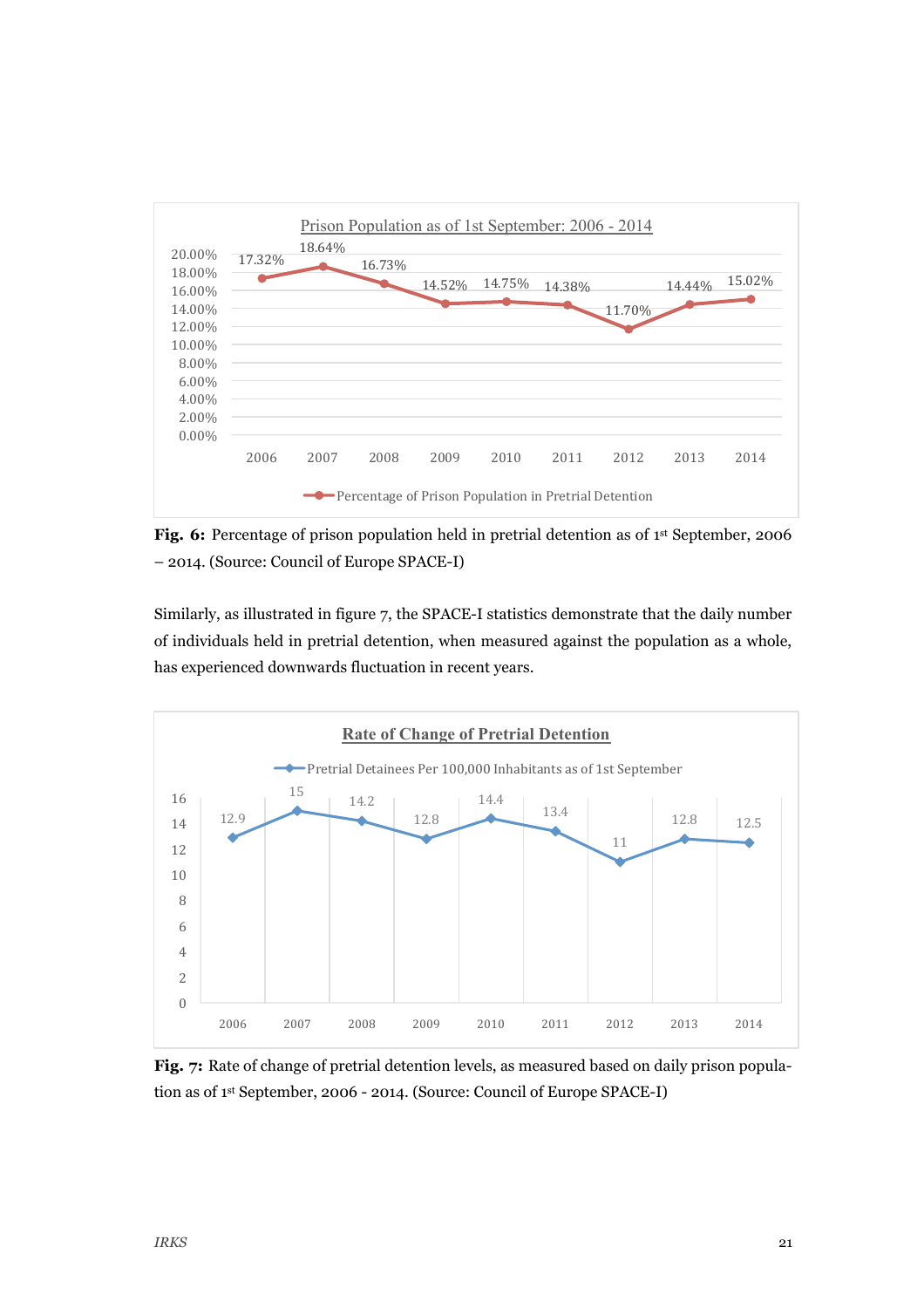Prison Population as of 1st September: 2006 - 2014

| Year | Percentage of Prison Population in Pretrial Detention |
|---|---|
| 2006 | 17.32% |
| 2007 | 18.64% |
| 2008 | 16.73% |
| 2009 | 14.52% |
| 2010 | 14.75% |
| 2011 | 14.38% |
| 2012 | 11.70% |
| 2013 | 14.44% |
| 2014 | 15.02% |

**Fig. 6:** Percentage of prison population held in pretrial detention as of 1st September, 2006 – 2014. (Source: Council of Europe SPACE-I)

Similarly, as illustrated in figure 7, the SPACE-I statistics demonstrate that the daily number of individuals held in pretrial detention, when measured against the population as a whole, has experienced downwards fluctuation in recent years.

Rate of Change of Pretrial Detention

| Year | Pretrial Detainees Per 100,000 Inhabitants as of 1st September |
|---|---|
| 2006 | 12.9 |
| 2007 | 15 |
| 2008 | 14.2 |
| 2009 | 12.8 |
| 2010 | 14.4 |
| 2011 | 13.4 |
| 2012 | 11 |
| 2013 | 12.8 |
| 2014 | 12.5 |

**Fig. 7:** Rate of change of pretrial detention levels, as measured based on daily prison population as of 1st September, 2006 - 2014. (Source: Council of Europe SPACE-I)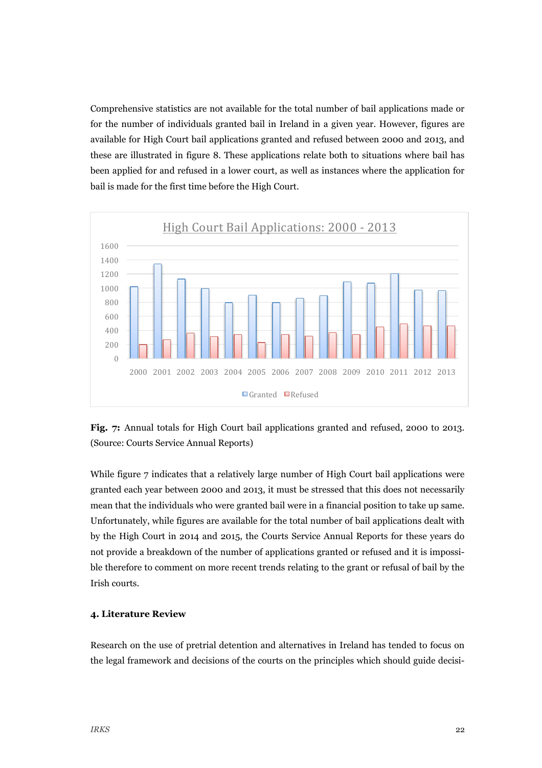Comprehensive statistics are not available for the total number of bail applications made or for the number of individuals granted bail in Ireland in a given year. However, figures are available for High Court bail applications granted and refused between 2000 and 2013, and these are illustrated in figure 8. These applications relate both to situations where bail has been applied for and refused in a lower court, as well as instances where the application for bail is made for the first time before the High Court.

**Fig. 7:** Annual totals for High Court bail applications granted and refused, 2000 to 2013. (Source: Courts Service Annual Reports)

While figure 7 indicates that a relatively large number of High Court bail applications were granted each year between 2000 and 2013, it must be stressed that this does not necessarily mean that the individuals who were granted bail were in a financial position to take up same. Unfortunately, while figures are available for the total number of bail applications dealt with by the High Court in 2014 and 2015, the Courts Service Annual Reports for these years do not provide a breakdown of the number of applications granted or refused and it is impossible therefore to comment on more recent trends relating to the grant or refusal of bail by the Irish courts.

## 4. Literature Review

Research on the use of pretrial detention and alternatives in Ireland has tended to focus on the legal framework and decisions of the courts on the principles which should guide decisi-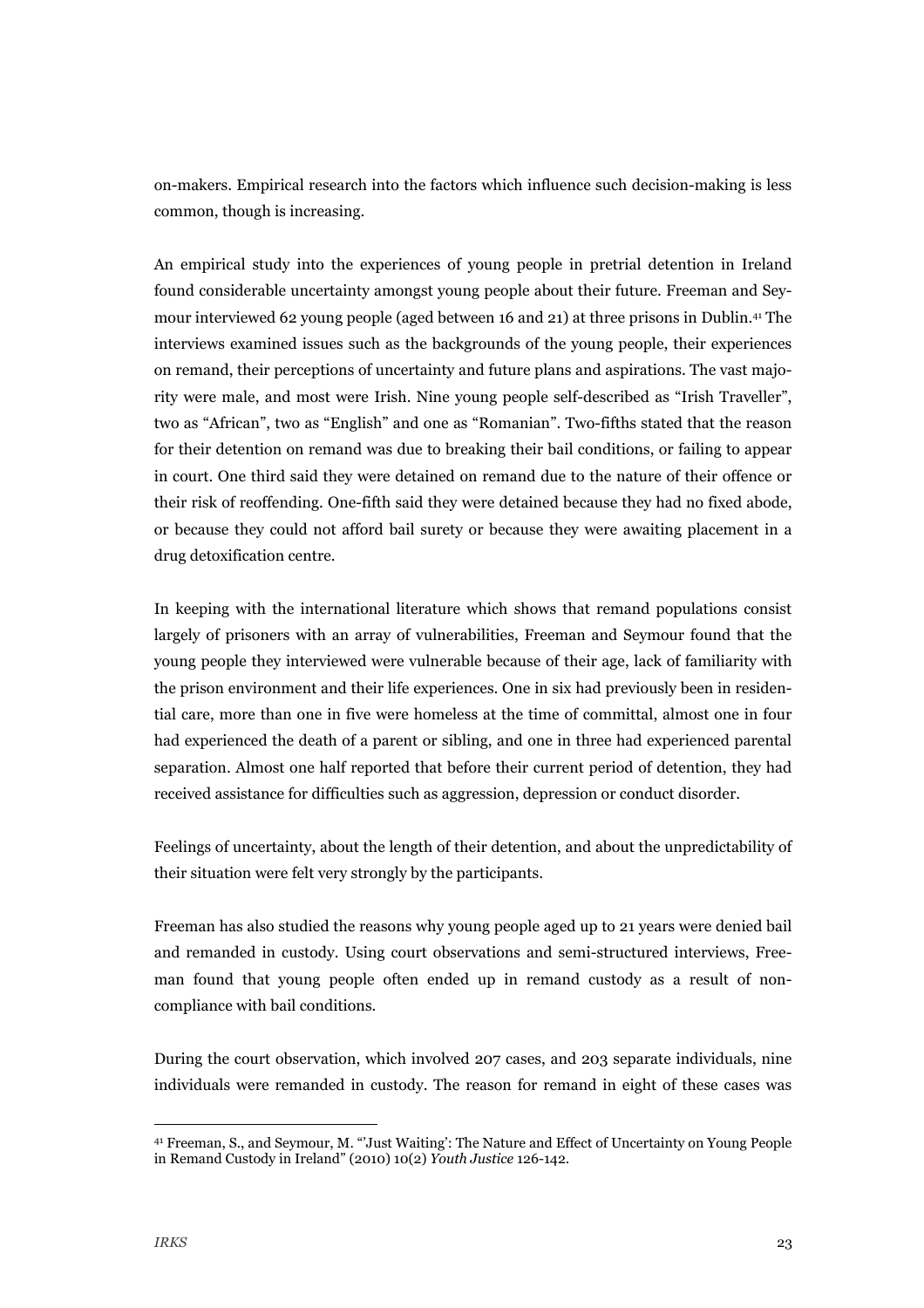on-makers. Empirical research into the factors which influence such decision-making is less common, though is increasing.

An empirical study into the experiences of young people in pretrial detention in Ireland found considerable uncertainty amongst young people about their future. Freeman and Seymour interviewed 62 young people (aged between 16 and 21) at three prisons in Dublin.[41] The interviews examined issues such as the backgrounds of the young people, their experiences on remand, their perceptions of uncertainty and future plans and aspirations. The vast majority were male, and most were Irish. Nine young people self-described as "Irish Traveller", two as "African", two as "English" and one as "Romanian". Two-fifths stated that the reason for their detention on remand was due to breaking their bail conditions, or failing to appear in court. One third said they were detained on remand due to the nature of their offence or their risk of reoffending. One-fifth said they were detained because they had no fixed abode, or because they could not afford bail surety or because they were awaiting placement in a drug detoxification centre.

In keeping with the international literature which shows that remand populations consist largely of prisoners with an array of vulnerabilities, Freeman and Seymour found that the young people they interviewed were vulnerable because of their age, lack of familiarity with the prison environment and their life experiences. One in six had previously been in residential care, more than one in five were homeless at the time of committal, almost one in four had experienced the death of a parent or sibling, and one in three had experienced parental separation. Almost one half reported that before their current period of detention, they had received assistance for difficulties such as aggression, depression or conduct disorder.

Feelings of uncertainty, about the length of their detention, and about the unpredictability of their situation were felt very strongly by the participants.

Freeman has also studied the reasons why young people aged up to 21 years were denied bail and remanded in custody. Using court observations and semi-structured interviews, Freeman found that young people often ended up in remand custody as a result of non-compliance with bail conditions.

During the court observation, which involved 207 cases, and 203 separate individuals, nine individuals were remanded in custody. The reason for remand in eight of these cases was

[41] Freeman, S., and Seymour, M. "'Just Waiting': The Nature and Effect of Uncertainty on Young People in Remand Custody in Ireland" (2010) 10(2) *Youth Justice* 126-142.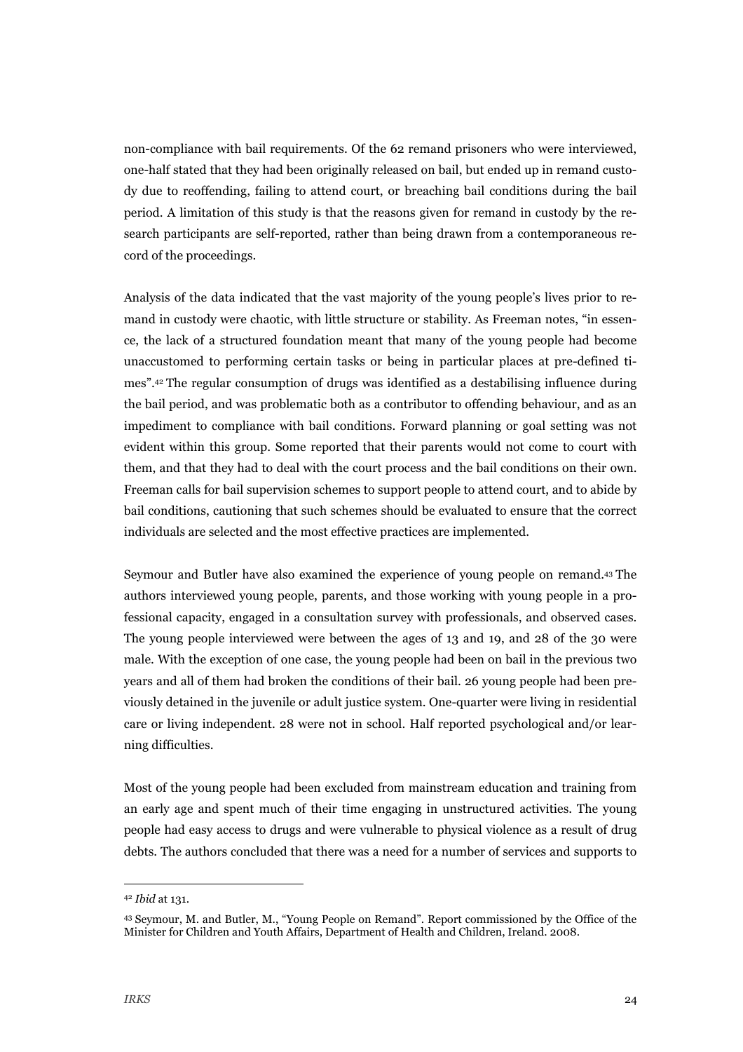non-compliance with bail requirements. Of the 62 remand prisoners who were interviewed, one-half stated that they had been originally released on bail, but ended up in remand custody due to reoffending, failing to attend court, or breaching bail conditions during the bail period. A limitation of this study is that the reasons given for remand in custody by the research participants are self-reported, rather than being drawn from a contemporaneous record of the proceedings.

Analysis of the data indicated that the vast majority of the young people's lives prior to remand in custody were chaotic, with little structure or stability. As Freeman notes, "in essence, the lack of a structured foundation meant that many of the young people had become unaccustomed to performing certain tasks or being in particular places at pre-defined times".[42] The regular consumption of drugs was identified as a destabilising influence during the bail period, and was problematic both as a contributor to offending behaviour, and as an impediment to compliance with bail conditions. Forward planning or goal setting was not evident within this group. Some reported that their parents would not come to court with them, and that they had to deal with the court process and the bail conditions on their own. Freeman calls for bail supervision schemes to support people to attend court, and to abide by bail conditions, cautioning that such schemes should be evaluated to ensure that the correct individuals are selected and the most effective practices are implemented.

Seymour and Butler have also examined the experience of young people on remand.[43] The authors interviewed young people, parents, and those working with young people in a professional capacity, engaged in a consultation survey with professionals, and observed cases. The young people interviewed were between the ages of 13 and 19, and 28 of the 30 were male. With the exception of one case, the young people had been on bail in the previous two years and all of them had broken the conditions of their bail. 26 young people had been previously detained in the juvenile or adult justice system. One-quarter were living in residential care or living independent. 28 were not in school. Half reported psychological and/or learning difficulties.

Most of the young people had been excluded from mainstream education and training from an early age and spent much of their time engaging in unstructured activities. The young people had easy access to drugs and were vulnerable to physical violence as a result of drug debts. The authors concluded that there was a need for a number of services and supports to

---

[42] *Ibid* at 131.

[43] Seymour, M. and Butler, M., "Young People on Remand". Report commissioned by the Office of the Minister for Children and Youth Affairs, Department of Health and Children, Ireland. 2008.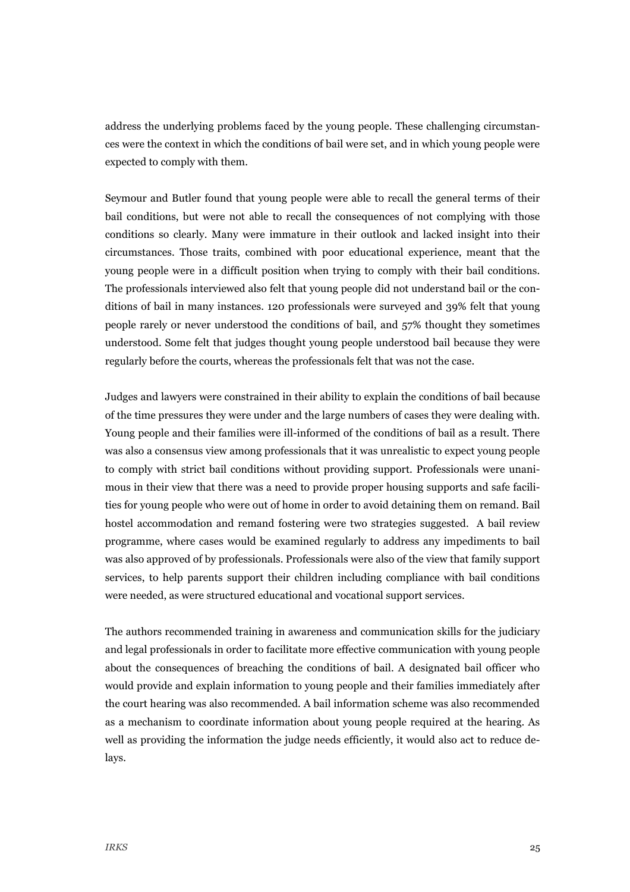address the underlying problems faced by the young people. These challenging circumstances were the context in which the conditions of bail were set, and in which young people were expected to comply with them.

Seymour and Butler found that young people were able to recall the general terms of their bail conditions, but were not able to recall the consequences of not complying with those conditions so clearly. Many were immature in their outlook and lacked insight into their circumstances. Those traits, combined with poor educational experience, meant that the young people were in a difficult position when trying to comply with their bail conditions. The professionals interviewed also felt that young people did not understand bail or the conditions of bail in many instances. 120 professionals were surveyed and 39% felt that young people rarely or never understood the conditions of bail, and 57% thought they sometimes understood. Some felt that judges thought young people understood bail because they were regularly before the courts, whereas the professionals felt that was not the case.

Judges and lawyers were constrained in their ability to explain the conditions of bail because of the time pressures they were under and the large numbers of cases they were dealing with. Young people and their families were ill-informed of the conditions of bail as a result. There was also a consensus view among professionals that it was unrealistic to expect young people to comply with strict bail conditions without providing support. Professionals were unanimous in their view that there was a need to provide proper housing supports and safe facilities for young people who were out of home in order to avoid detaining them on remand. Bail hostel accommodation and remand fostering were two strategies suggested. A bail review programme, where cases would be examined regularly to address any impediments to bail was also approved of by professionals. Professionals were also of the view that family support services, to help parents support their children including compliance with bail conditions were needed, as were structured educational and vocational support services.

The authors recommended training in awareness and communication skills for the judiciary and legal professionals in order to facilitate more effective communication with young people about the consequences of breaching the conditions of bail. A designated bail officer who would provide and explain information to young people and their families immediately after the court hearing was also recommended. A bail information scheme was also recommended as a mechanism to coordinate information about young people required at the hearing. As well as providing the information the judge needs efficiently, it would also act to reduce delays.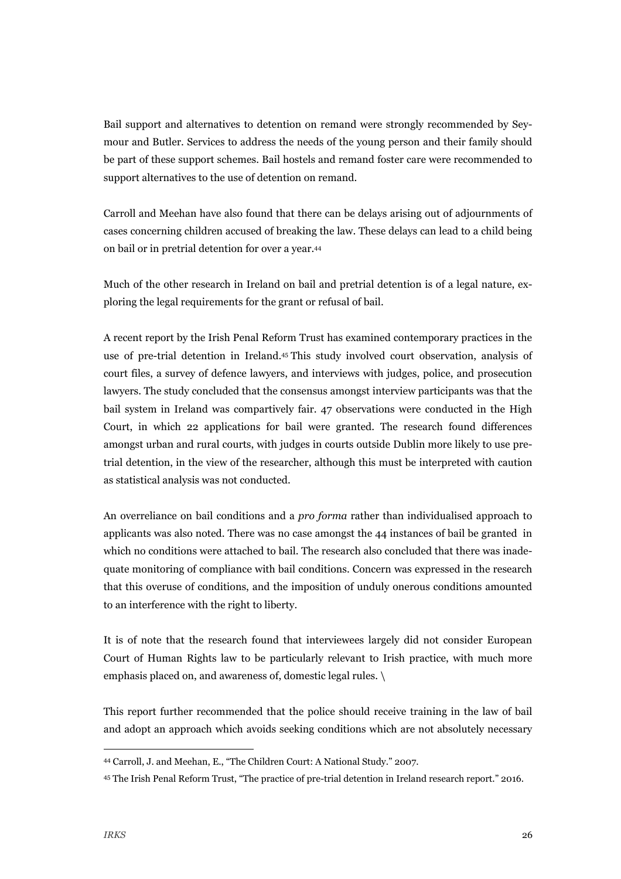Bail support and alternatives to detention on remand were strongly recommended by Seymour and Butler. Services to address the needs of the young person and their family should be part of these support schemes. Bail hostels and remand foster care were recommended to support alternatives to the use of detention on remand.

Carroll and Meehan have also found that there can be delays arising out of adjournments of cases concerning children accused of breaking the law. These delays can lead to a child being on bail or in pretrial detention for over a year.[44]

Much of the other research in Ireland on bail and pretrial detention is of a legal nature, exploring the legal requirements for the grant or refusal of bail.

A recent report by the Irish Penal Reform Trust has examined contemporary practices in the use of pre-trial detention in Ireland.[45] This study involved court observation, analysis of court files, a survey of defence lawyers, and interviews with judges, police, and prosecution lawyers. The study concluded that the consensus amongst interview participants was that the bail system in Ireland was compartively fair. 47 observations were conducted in the High Court, in which 22 applications for bail were granted. The research found differences amongst urban and rural courts, with judges in courts outside Dublin more likely to use pretrial detention, in the view of the researcher, although this must be interpreted with caution as statistical analysis was not conducted.

An overreliance on bail conditions and a *pro forma* rather than individualised approach to applicants was also noted. There was no case amongst the 44 instances of bail be granted in which no conditions were attached to bail. The research also concluded that there was inadequate monitoring of compliance with bail conditions. Concern was expressed in the research that this overuse of conditions, and the imposition of unduly onerous conditions amounted to an interference with the right to liberty.

It is of note that the research found that interviewees largely did not consider European Court of Human Rights law to be particularly relevant to Irish practice, with much more emphasis placed on, and awareness of, domestic legal rules. \

This report further recommended that the police should receive training in the law of bail and adopt an approach which avoids seeking conditions which are not absolutely necessary

---

[44] Carroll, J. and Meehan, E., "The Children Court: A National Study." 2007.

[45] The Irish Penal Reform Trust, "The practice of pre-trial detention in Ireland research report." 2016.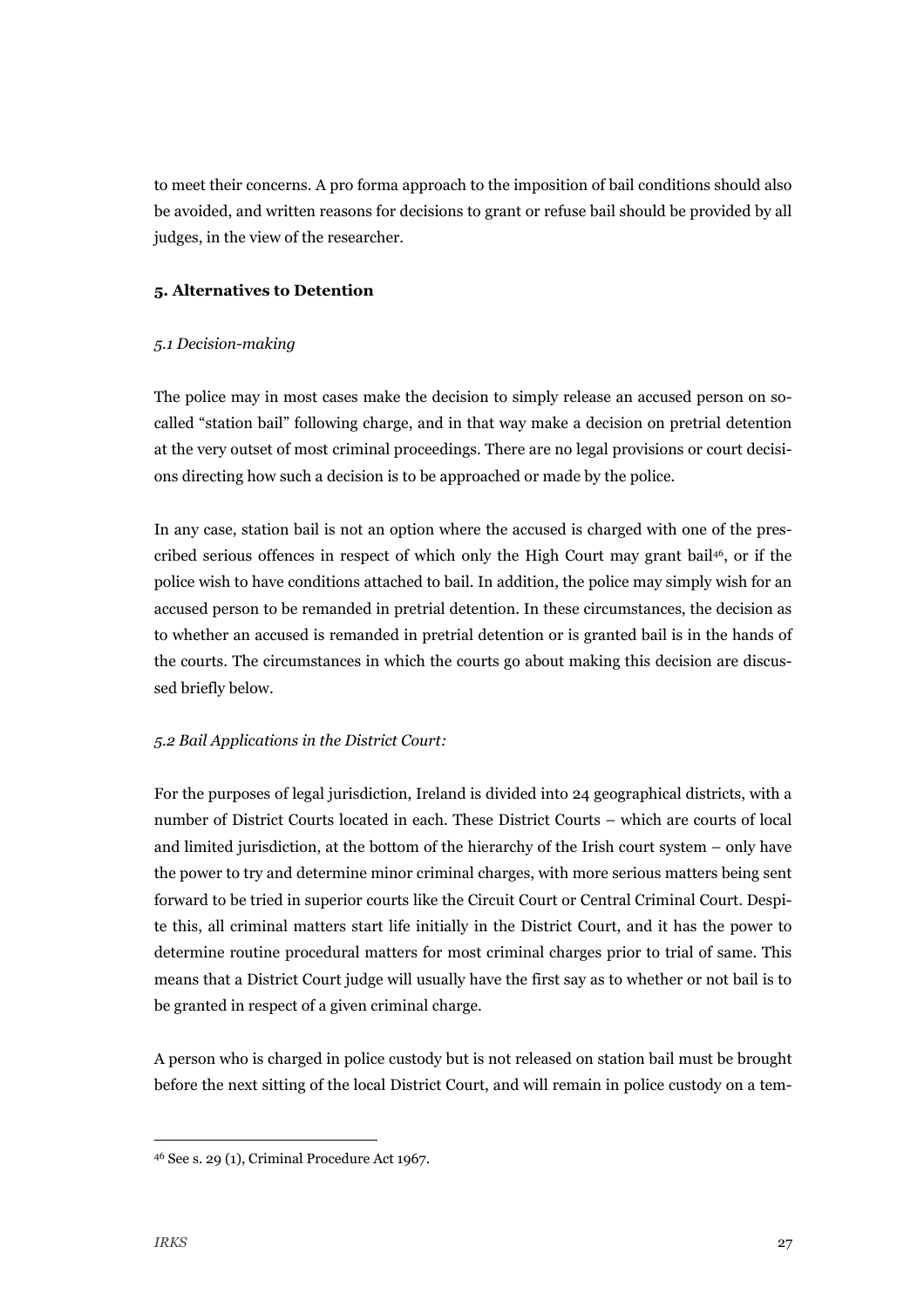to meet their concerns. A pro forma approach to the imposition of bail conditions should also be avoided, and written reasons for decisions to grant or refuse bail should be provided by all judges, in the view of the researcher.

## 5. Alternatives to Detention

### *5.1 Decision-making*

The police may in most cases make the decision to simply release an accused person on so-called "station bail" following charge, and in that way make a decision on pretrial detention at the very outset of most criminal proceedings. There are no legal provisions or court decisions directing how such a decision is to be approached or made by the police.

In any case, station bail is not an option where the accused is charged with one of the prescribed serious offences in respect of which only the High Court may grant bail[46], or if the police wish to have conditions attached to bail. In addition, the police may simply wish for an accused person to be remanded in pretrial detention. In these circumstances, the decision as to whether an accused is remanded in pretrial detention or is granted bail is in the hands of the courts. The circumstances in which the courts go about making this decision are discussed briefly below.

### *5.2 Bail Applications in the District Court:*

For the purposes of legal jurisdiction, Ireland is divided into 24 geographical districts, with a number of District Courts located in each. These District Courts – which are courts of local and limited jurisdiction, at the bottom of the hierarchy of the Irish court system – only have the power to try and determine minor criminal charges, with more serious matters being sent forward to be tried in superior courts like the Circuit Court or Central Criminal Court. Despite this, all criminal matters start life initially in the District Court, and it has the power to determine routine procedural matters for most criminal charges prior to trial of same. This means that a District Court judge will usually have the first say as to whether or not bail is to be granted in respect of a given criminal charge.

A person who is charged in police custody but is not released on station bail must be brought before the next sitting of the local District Court, and will remain in police custody on a tem-

[46] See s. 29 (1), Criminal Procedure Act 1967.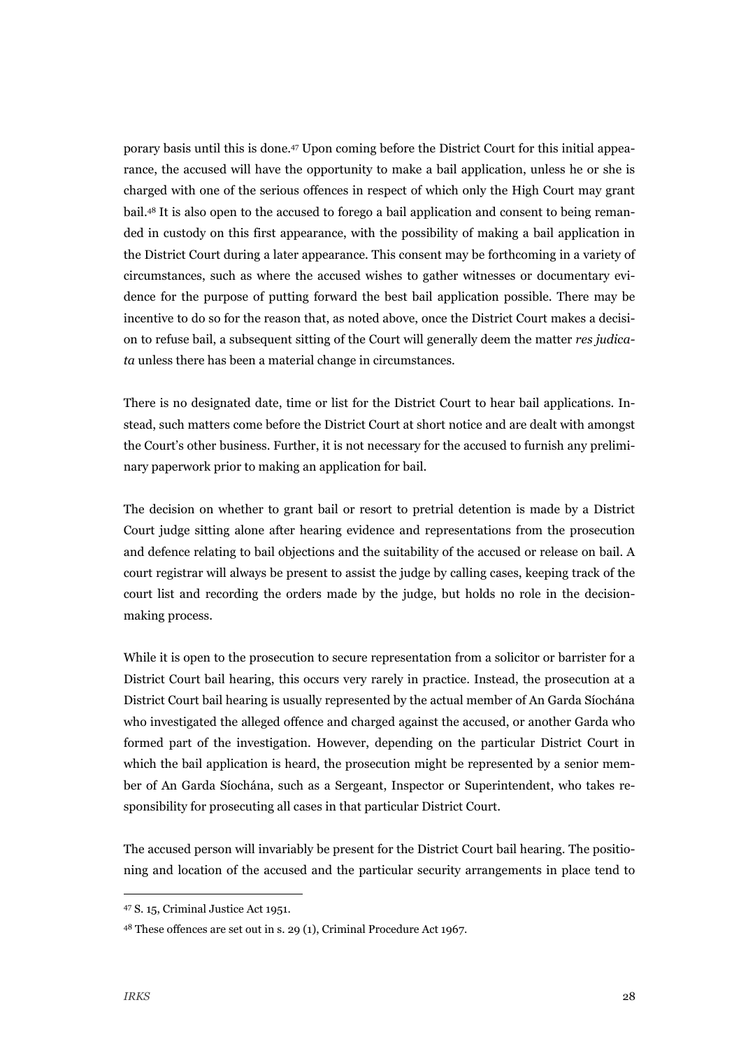porary basis until this is done.[47] Upon coming before the District Court for this initial appearance, the accused will have the opportunity to make a bail application, unless he or she is charged with one of the serious offences in respect of which only the High Court may grant bail.[48] It is also open to the accused to forego a bail application and consent to being remanded in custody on this first appearance, with the possibility of making a bail application in the District Court during a later appearance. This consent may be forthcoming in a variety of circumstances, such as where the accused wishes to gather witnesses or documentary evidence for the purpose of putting forward the best bail application possible. There may be incentive to do so for the reason that, as noted above, once the District Court makes a decision to refuse bail, a subsequent sitting of the Court will generally deem the matter *res judicata* unless there has been a material change in circumstances.

There is no designated date, time or list for the District Court to hear bail applications. Instead, such matters come before the District Court at short notice and are dealt with amongst the Court's other business. Further, it is not necessary for the accused to furnish any preliminary paperwork prior to making an application for bail.

The decision on whether to grant bail or resort to pretrial detention is made by a District Court judge sitting alone after hearing evidence and representations from the prosecution and defence relating to bail objections and the suitability of the accused or release on bail. A court registrar will always be present to assist the judge by calling cases, keeping track of the court list and recording the orders made by the judge, but holds no role in the decision-making process.

While it is open to the prosecution to secure representation from a solicitor or barrister for a District Court bail hearing, this occurs very rarely in practice. Instead, the prosecution at a District Court bail hearing is usually represented by the actual member of An Garda Síochána who investigated the alleged offence and charged against the accused, or another Garda who formed part of the investigation. However, depending on the particular District Court in which the bail application is heard, the prosecution might be represented by a senior member of An Garda Síochána, such as a Sergeant, Inspector or Superintendent, who takes responsibility for prosecuting all cases in that particular District Court.

The accused person will invariably be present for the District Court bail hearing. The positioning and location of the accused and the particular security arrangements in place tend to

---

[47] S. 15, Criminal Justice Act 1951.

[48] These offences are set out in s. 29 (1), Criminal Procedure Act 1967.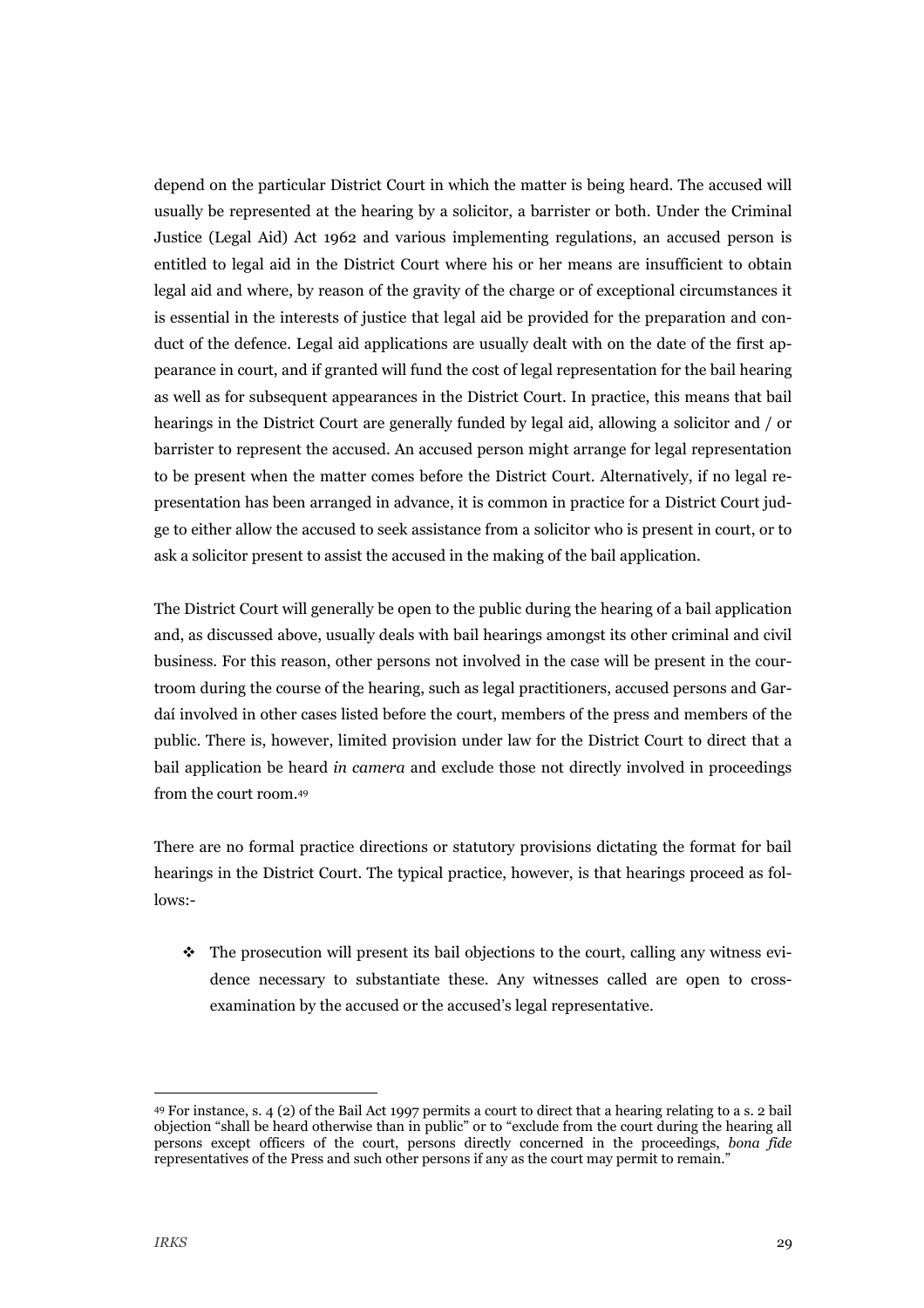depend on the particular District Court in which the matter is being heard. The accused will usually be represented at the hearing by a solicitor, a barrister or both. Under the Criminal Justice (Legal Aid) Act 1962 and various implementing regulations, an accused person is entitled to legal aid in the District Court where his or her means are insufficient to obtain legal aid and where, by reason of the gravity of the charge or of exceptional circumstances it is essential in the interests of justice that legal aid be provided for the preparation and conduct of the defence. Legal aid applications are usually dealt with on the date of the first appearance in court, and if granted will fund the cost of legal representation for the bail hearing as well as for subsequent appearances in the District Court. In practice, this means that bail hearings in the District Court are generally funded by legal aid, allowing a solicitor and / or barrister to represent the accused. An accused person might arrange for legal representation to be present when the matter comes before the District Court. Alternatively, if no legal representation has been arranged in advance, it is common in practice for a District Court judge to either allow the accused to seek assistance from a solicitor who is present in court, or to ask a solicitor present to assist the accused in the making of the bail application.

The District Court will generally be open to the public during the hearing of a bail application and, as discussed above, usually deals with bail hearings amongst its other criminal and civil business. For this reason, other persons not involved in the case will be present in the courtroom during the course of the hearing, such as legal practitioners, accused persons and Gardaí involved in other cases listed before the court, members of the press and members of the public. There is, however, limited provision under law for the District Court to direct that a bail application be heard *in camera* and exclude those not directly involved in proceedings from the court room.[49]

There are no formal practice directions or statutory provisions dictating the format for bail hearings in the District Court. The typical practice, however, is that hearings proceed as follows:-

- The prosecution will present its bail objections to the court, calling any witness evidence necessary to substantiate these. Any witnesses called are open to cross-examination by the accused or the accused's legal representative.

---

[49] For instance, s. 4 (2) of the Bail Act 1997 permits a court to direct that a hearing relating to a s. 2 bail objection "shall be heard otherwise than in public" or to "exclude from the court during the hearing all persons except officers of the court, persons directly concerned in the proceedings, *bona fide* representatives of the Press and such other persons if any as the court may permit to remain."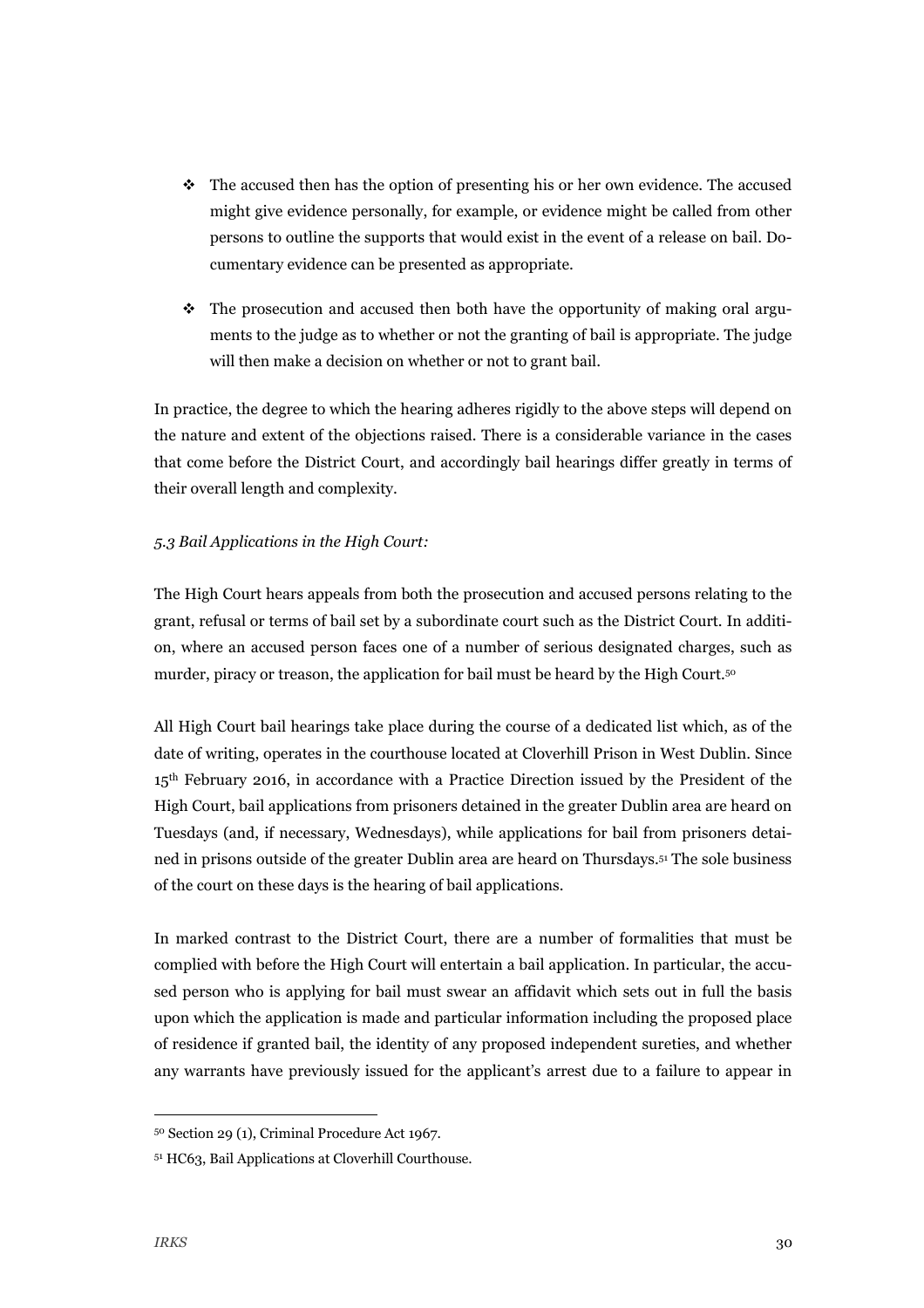- The accused then has the option of presenting his or her own evidence. The accused might give evidence personally, for example, or evidence might be called from other persons to outline the supports that would exist in the event of a release on bail. Documentary evidence can be presented as appropriate.

- The prosecution and accused then both have the opportunity of making oral arguments to the judge as to whether or not the granting of bail is appropriate. The judge will then make a decision on whether or not to grant bail.

In practice, the degree to which the hearing adheres rigidly to the above steps will depend on the nature and extent of the objections raised. There is a considerable variance in the cases that come before the District Court, and accordingly bail hearings differ greatly in terms of their overall length and complexity.

*5.3 Bail Applications in the High Court:*

The High Court hears appeals from both the prosecution and accused persons relating to the grant, refusal or terms of bail set by a subordinate court such as the District Court. In addition, where an accused person faces one of a number of serious designated charges, such as murder, piracy or treason, the application for bail must be heard by the High Court.[50]

All High Court bail hearings take place during the course of a dedicated list which, as of the date of writing, operates in the courthouse located at Cloverhill Prison in West Dublin. Since 15th February 2016, in accordance with a Practice Direction issued by the President of the High Court, bail applications from prisoners detained in the greater Dublin area are heard on Tuesdays (and, if necessary, Wednesdays), while applications for bail from prisoners detained in prisons outside of the greater Dublin area are heard on Thursdays.[51] The sole business of the court on these days is the hearing of bail applications.

In marked contrast to the District Court, there are a number of formalities that must be complied with before the High Court will entertain a bail application. In particular, the accused person who is applying for bail must swear an affidavit which sets out in full the basis upon which the application is made and particular information including the proposed place of residence if granted bail, the identity of any proposed independent sureties, and whether any warrants have previously issued for the applicant's arrest due to a failure to appear in

[50] Section 29 (1), Criminal Procedure Act 1967.

[51] HC63, Bail Applications at Cloverhill Courthouse.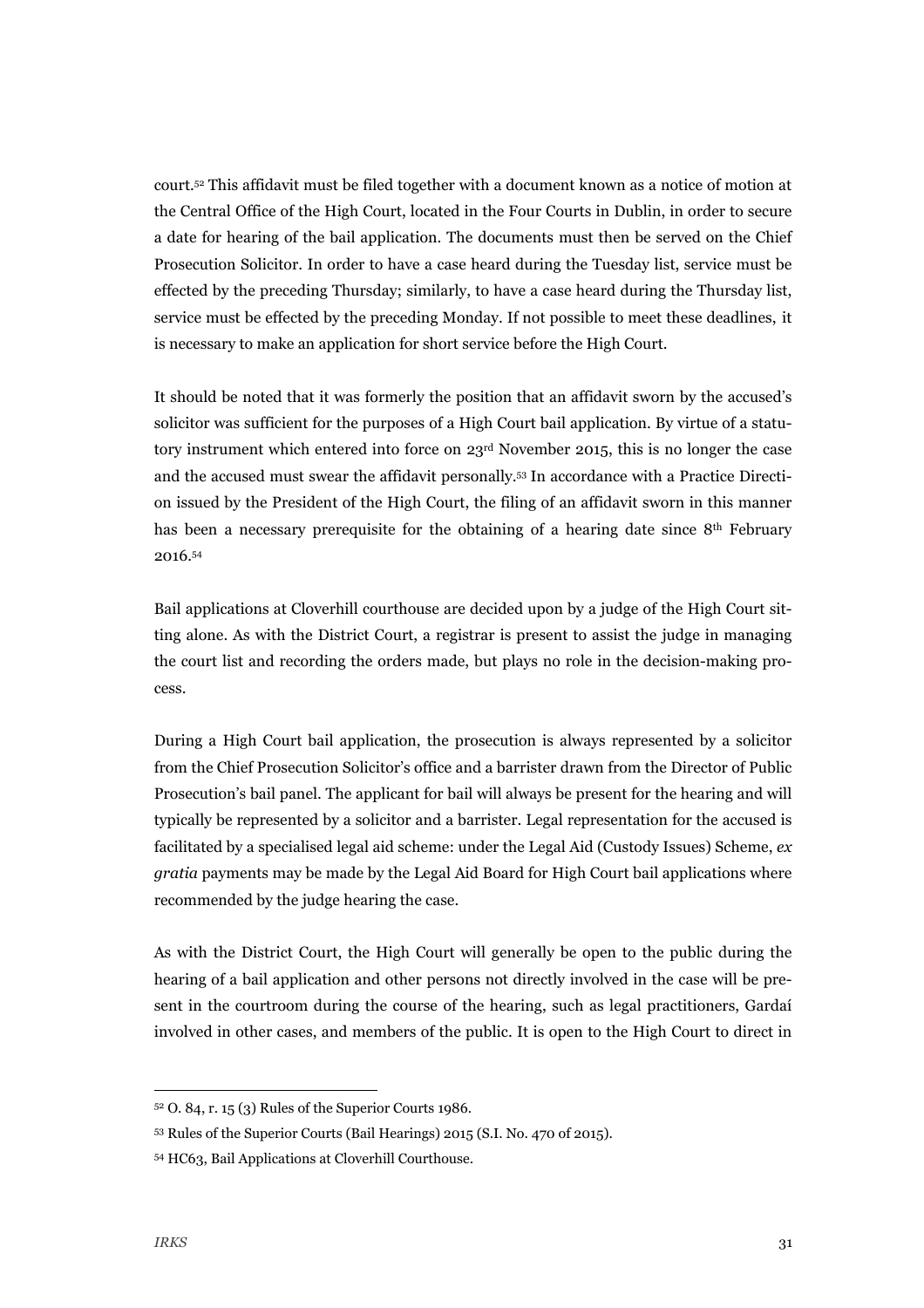court.[52] This affidavit must be filed together with a document known as a notice of motion at the Central Office of the High Court, located in the Four Courts in Dublin, in order to secure a date for hearing of the bail application. The documents must then be served on the Chief Prosecution Solicitor. In order to have a case heard during the Tuesday list, service must be effected by the preceding Thursday; similarly, to have a case heard during the Thursday list, service must be effected by the preceding Monday. If not possible to meet these deadlines, it is necessary to make an application for short service before the High Court.

It should be noted that it was formerly the position that an affidavit sworn by the accused's solicitor was sufficient for the purposes of a High Court bail application. By virtue of a statutory instrument which entered into force on 23rd November 2015, this is no longer the case and the accused must swear the affidavit personally.[53] In accordance with a Practice Direction issued by the President of the High Court, the filing of an affidavit sworn in this manner has been a necessary prerequisite for the obtaining of a hearing date since 8th February 2016.[54]

Bail applications at Cloverhill courthouse are decided upon by a judge of the High Court sitting alone. As with the District Court, a registrar is present to assist the judge in managing the court list and recording the orders made, but plays no role in the decision-making process.

During a High Court bail application, the prosecution is always represented by a solicitor from the Chief Prosecution Solicitor's office and a barrister drawn from the Director of Public Prosecution's bail panel. The applicant for bail will always be present for the hearing and will typically be represented by a solicitor and a barrister. Legal representation for the accused is facilitated by a specialised legal aid scheme: under the Legal Aid (Custody Issues) Scheme, *ex gratia* payments may be made by the Legal Aid Board for High Court bail applications where recommended by the judge hearing the case.

As with the District Court, the High Court will generally be open to the public during the hearing of a bail application and other persons not directly involved in the case will be present in the courtroom during the course of the hearing, such as legal practitioners, Gardaí involved in other cases, and members of the public. It is open to the High Court to direct in

---

[52] O. 84, r. 15 (3) Rules of the Superior Courts 1986.

[53] Rules of the Superior Courts (Bail Hearings) 2015 (S.I. No. 470 of 2015).

[54] HC63, Bail Applications at Cloverhill Courthouse.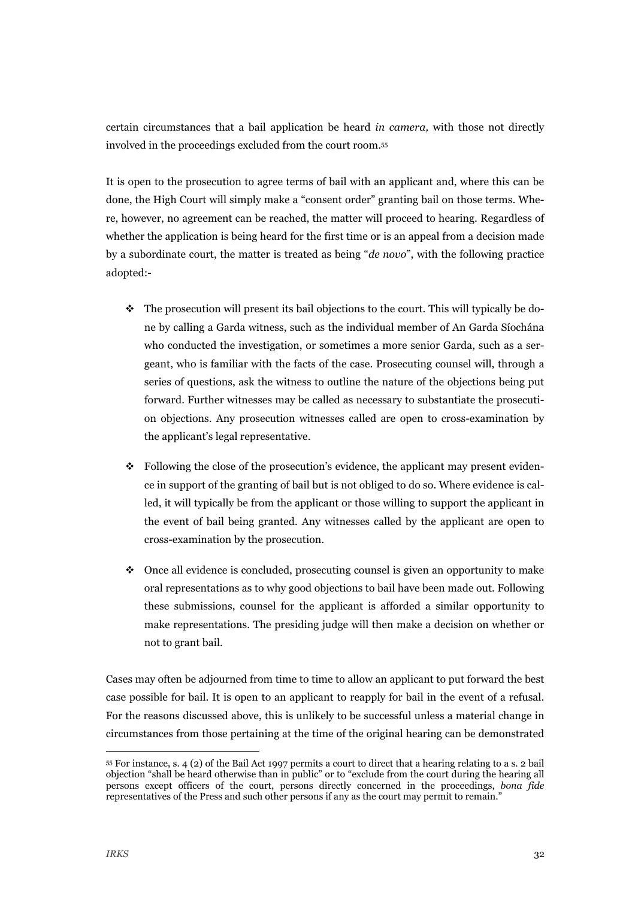certain circumstances that a bail application be heard *in camera,* with those not directly involved in the proceedings excluded from the court room.[55]

It is open to the prosecution to agree terms of bail with an applicant and, where this can be done, the High Court will simply make a "consent order" granting bail on those terms. Where, however, no agreement can be reached, the matter will proceed to hearing. Regardless of whether the application is being heard for the first time or is an appeal from a decision made by a subordinate court, the matter is treated as being "*de novo*", with the following practice adopted:-

- The prosecution will present its bail objections to the court. This will typically be done by calling a Garda witness, such as the individual member of An Garda Síochána who conducted the investigation, or sometimes a more senior Garda, such as a sergeant, who is familiar with the facts of the case. Prosecuting counsel will, through a series of questions, ask the witness to outline the nature of the objections being put forward. Further witnesses may be called as necessary to substantiate the prosecution objections. Any prosecution witnesses called are open to cross-examination by the applicant's legal representative.

- Following the close of the prosecution's evidence, the applicant may present evidence in support of the granting of bail but is not obliged to do so. Where evidence is called, it will typically be from the applicant or those willing to support the applicant in the event of bail being granted. Any witnesses called by the applicant are open to cross-examination by the prosecution.

- Once all evidence is concluded, prosecuting counsel is given an opportunity to make oral representations as to why good objections to bail have been made out. Following these submissions, counsel for the applicant is afforded a similar opportunity to make representations. The presiding judge will then make a decision on whether or not to grant bail.

Cases may often be adjourned from time to time to allow an applicant to put forward the best case possible for bail. It is open to an applicant to reapply for bail in the event of a refusal. For the reasons discussed above, this is unlikely to be successful unless a material change in circumstances from those pertaining at the time of the original hearing can be demonstrated

---

[55] For instance, s. 4 (2) of the Bail Act 1997 permits a court to direct that a hearing relating to a s. 2 bail objection "shall be heard otherwise than in public" or to "exclude from the court during the hearing all persons except officers of the court, persons directly concerned in the proceedings, *bona fide* representatives of the Press and such other persons if any as the court may permit to remain."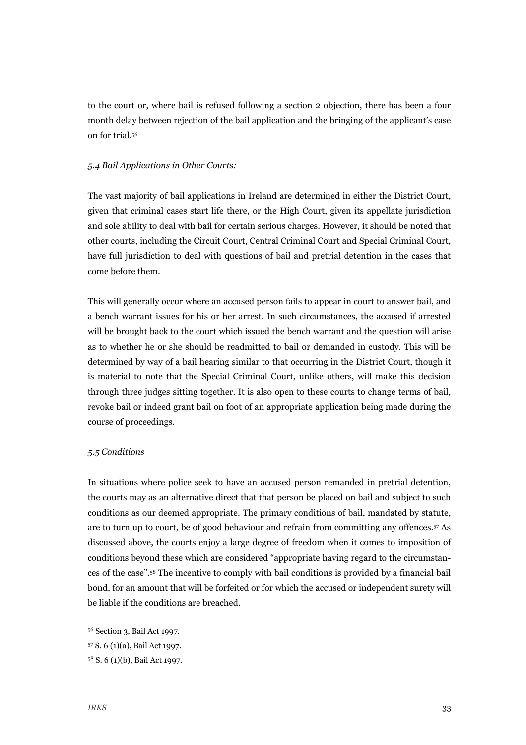to the court or, where bail is refused following a section 2 objection, there has been a four month delay between rejection of the bail application and the bringing of the applicant's case on for trial.[56]

### *5.4 Bail Applications in Other Courts:*

The vast majority of bail applications in Ireland are determined in either the District Court, given that criminal cases start life there, or the High Court, given its appellate jurisdiction and sole ability to deal with bail for certain serious charges. However, it should be noted that other courts, including the Circuit Court, Central Criminal Court and Special Criminal Court, have full jurisdiction to deal with questions of bail and pretrial detention in the cases that come before them.

This will generally occur where an accused person fails to appear in court to answer bail, and a bench warrant issues for his or her arrest. In such circumstances, the accused if arrested will be brought back to the court which issued the bench warrant and the question will arise as to whether he or she should be readmitted to bail or demanded in custody. This will be determined by way of a bail hearing similar to that occurring in the District Court, though it is material to note that the Special Criminal Court, unlike others, will make this decision through three judges sitting together. It is also open to these courts to change terms of bail, revoke bail or indeed grant bail on foot of an appropriate application being made during the course of proceedings.

### *5.5 Conditions*

In situations where police seek to have an accused person remanded in pretrial detention, the courts may as an alternative direct that that person be placed on bail and subject to such conditions as our deemed appropriate. The primary conditions of bail, mandated by statute, are to turn up to court, be of good behaviour and refrain from committing any offences.[57] As discussed above, the courts enjoy a large degree of freedom when it comes to imposition of conditions beyond these which are considered "appropriate having regard to the circumstances of the case".[58] The incentive to comply with bail conditions is provided by a financial bail bond, for an amount that will be forfeited or for which the accused or independent surety will be liable if the conditions are breached.

---

[56] Section 3, Bail Act 1997.

[57] S. 6 (1)(a), Bail Act 1997.

[58] S. 6 (1)(b), Bail Act 1997.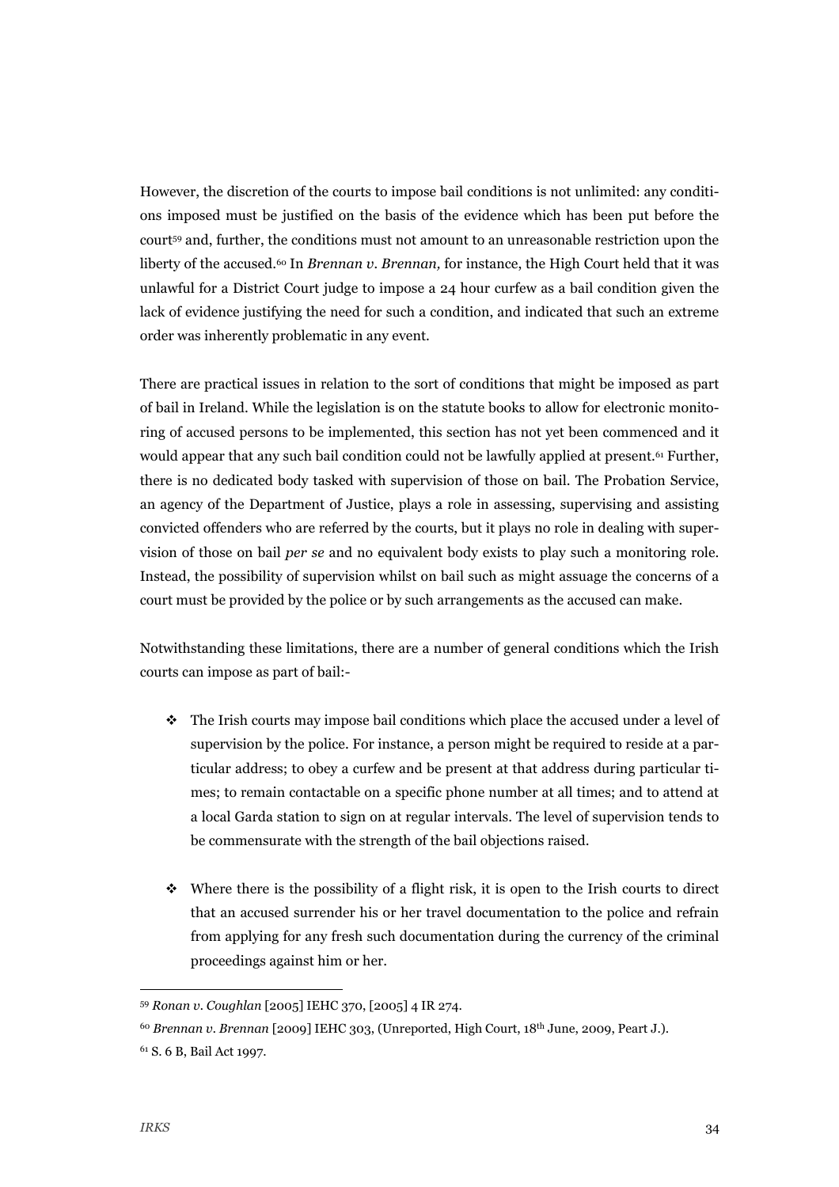However, the discretion of the courts to impose bail conditions is not unlimited: any conditions imposed must be justified on the basis of the evidence which has been put before the court[59] and, further, the conditions must not amount to an unreasonable restriction upon the liberty of the accused.[60] In *Brennan v. Brennan,* for instance, the High Court held that it was unlawful for a District Court judge to impose a 24 hour curfew as a bail condition given the lack of evidence justifying the need for such a condition, and indicated that such an extreme order was inherently problematic in any event.

There are practical issues in relation to the sort of conditions that might be imposed as part of bail in Ireland. While the legislation is on the statute books to allow for electronic monitoring of accused persons to be implemented, this section has not yet been commenced and it would appear that any such bail condition could not be lawfully applied at present.[61] Further, there is no dedicated body tasked with supervision of those on bail. The Probation Service, an agency of the Department of Justice, plays a role in assessing, supervising and assisting convicted offenders who are referred by the courts, but it plays no role in dealing with supervision of those on bail *per se* and no equivalent body exists to play such a monitoring role. Instead, the possibility of supervision whilst on bail such as might assuage the concerns of a court must be provided by the police or by such arrangements as the accused can make.

Notwithstanding these limitations, there are a number of general conditions which the Irish courts can impose as part of bail:-

- The Irish courts may impose bail conditions which place the accused under a level of supervision by the police. For instance, a person might be required to reside at a particular address; to obey a curfew and be present at that address during particular times; to remain contactable on a specific phone number at all times; and to attend at a local Garda station to sign on at regular intervals. The level of supervision tends to be commensurate with the strength of the bail objections raised.

- Where there is the possibility of a flight risk, it is open to the Irish courts to direct that an accused surrender his or her travel documentation to the police and refrain from applying for any fresh such documentation during the currency of the criminal proceedings against him or her.

---

[59] *Ronan v. Coughlan* [2005] IEHC 370, [2005] 4 IR 274.

[60] *Brennan v. Brennan* [2009] IEHC 303, (Unreported, High Court, 18th June, 2009, Peart J.).

[61] S. 6 B, Bail Act 1997.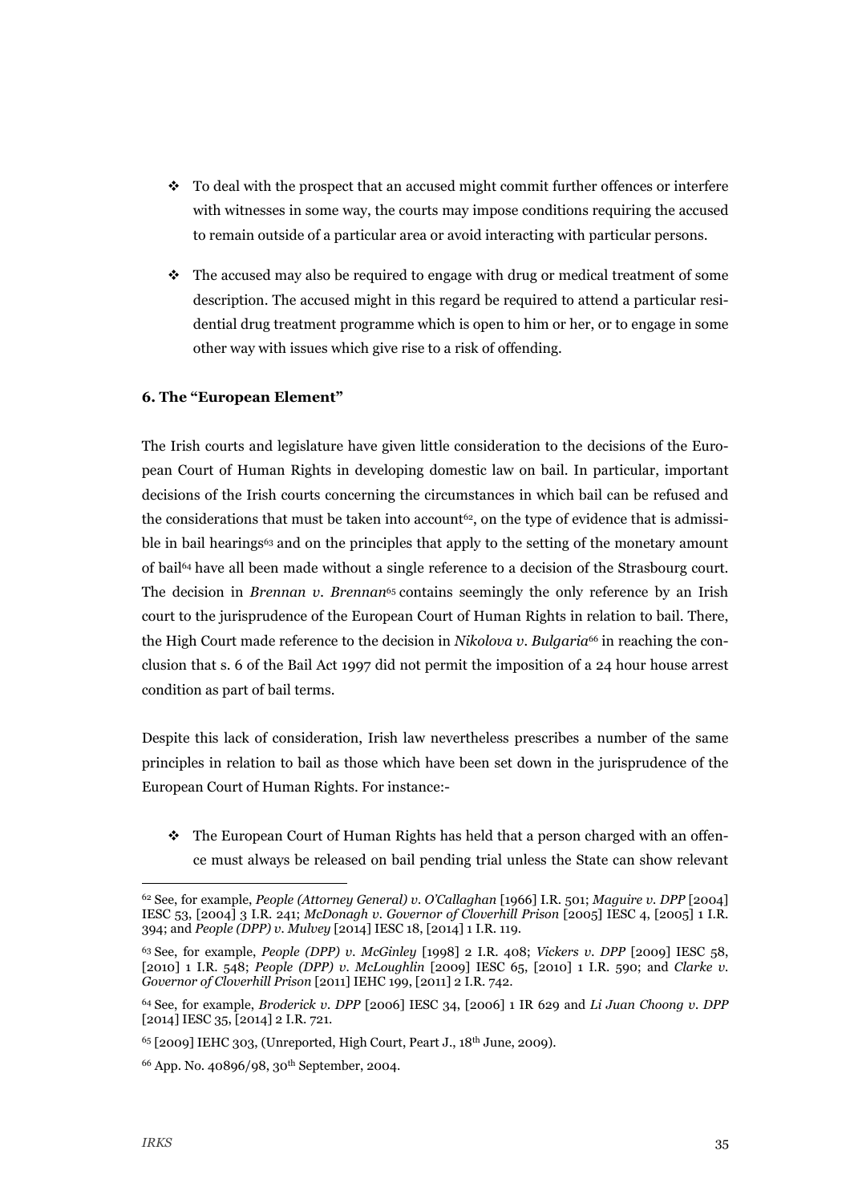- To deal with the prospect that an accused might commit further offences or interfere with witnesses in some way, the courts may impose conditions requiring the accused to remain outside of a particular area or avoid interacting with particular persons.

- The accused may also be required to engage with drug or medical treatment of some description. The accused might in this regard be required to attend a particular residential drug treatment programme which is open to him or her, or to engage in some other way with issues which give rise to a risk of offending.

**6. The "European Element"**

The Irish courts and legislature have given little consideration to the decisions of the European Court of Human Rights in developing domestic law on bail. In particular, important decisions of the Irish courts concerning the circumstances in which bail can be refused and the considerations that must be taken into account[62], on the type of evidence that is admissible in bail hearings[63] and on the principles that apply to the setting of the monetary amount of bail[64] have all been made without a single reference to a decision of the Strasbourg court. The decision in *Brennan v. Brennan*[65] contains seemingly the only reference by an Irish court to the jurisprudence of the European Court of Human Rights in relation to bail. There, the High Court made reference to the decision in *Nikolova v. Bulgaria*[66] in reaching the conclusion that s. 6 of the Bail Act 1997 did not permit the imposition of a 24 hour house arrest condition as part of bail terms.

Despite this lack of consideration, Irish law nevertheless prescribes a number of the same principles in relation to bail as those which have been set down in the jurisprudence of the European Court of Human Rights. For instance:-

- The European Court of Human Rights has held that a person charged with an offence must always be released on bail pending trial unless the State can show relevant

---

[62] See, for example, *People (Attorney General) v. O'Callaghan* [1966] I.R. 501; *Maguire v. DPP* [2004] IESC 53, [2004] 3 I.R. 241; *McDonagh v. Governor of Cloverhill Prison* [2005] IESC 4, [2005] 1 I.R. 394; and *People (DPP) v. Mulvey* [2014] IESC 18, [2014] 1 I.R. 119.

[63] See, for example, *People (DPP) v. McGinley* [1998] 2 I.R. 408; *Vickers v. DPP* [2009] IESC 58, [2010] 1 I.R. 548; *People (DPP) v. McLoughlin* [2009] IESC 65, [2010] 1 I.R. 590; and *Clarke v. Governor of Cloverhill Prison* [2011] IEHC 199, [2011] 2 I.R. 742.

[64] See, for example, *Broderick v. DPP* [2006] IESC 34, [2006] 1 IR 629 and *Li Juan Choong v. DPP* [2014] IESC 35, [2014] 2 I.R. 721.

[65] [2009] IEHC 303, (Unreported, High Court, Peart J., 18th June, 2009).

[66] App. No. 40896/98, 30th September, 2004.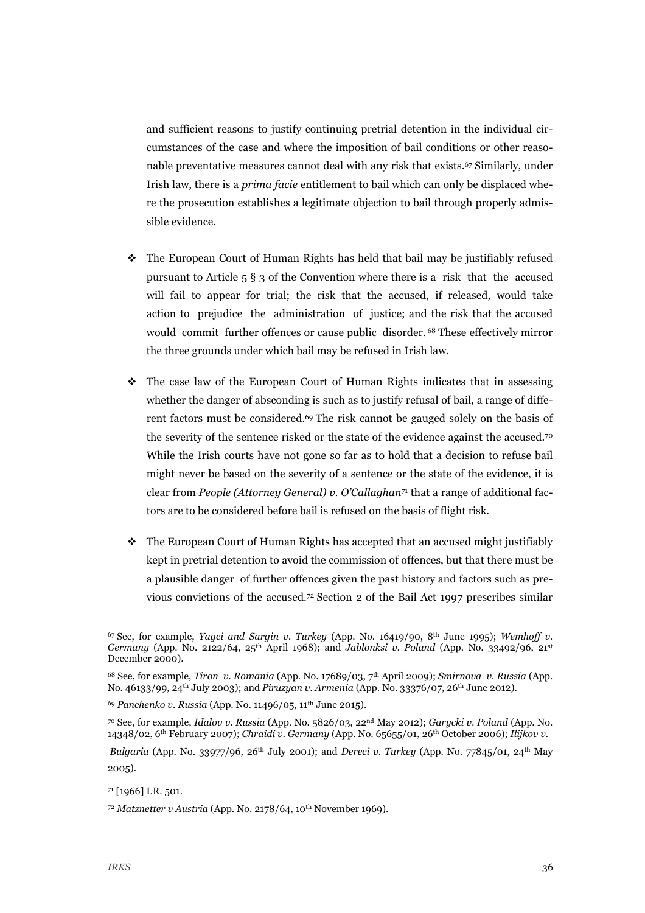and sufficient reasons to justify continuing pretrial detention in the individual circumstances of the case and where the imposition of bail conditions or other reasonable preventative measures cannot deal with any risk that exists.[67] Similarly, under Irish law, there is a *prima facie* entitlement to bail which can only be displaced where the prosecution establishes a legitimate objection to bail through properly admissible evidence.

- The European Court of Human Rights has held that bail may be justifiably refused pursuant to Article 5 § 3 of the Convention where there is a risk that the accused will fail to appear for trial; the risk that the accused, if released, would take action to prejudice the administration of justice; and the risk that the accused would commit further offences or cause public disorder.[68] These effectively mirror the three grounds under which bail may be refused in Irish law.

- The case law of the European Court of Human Rights indicates that in assessing whether the danger of absconding is such as to justify refusal of bail, a range of different factors must be considered.[69] The risk cannot be gauged solely on the basis of the severity of the sentence risked or the state of the evidence against the accused.[70] While the Irish courts have not gone so far as to hold that a decision to refuse bail might never be based on the severity of a sentence or the state of the evidence, it is clear from *People (Attorney General) v. O'Callaghan*[71] that a range of additional factors are to be considered before bail is refused on the basis of flight risk.

- The European Court of Human Rights has accepted that an accused might justifiably kept in pretrial detention to avoid the commission of offences, but that there must be a plausible danger of further offences given the past history and factors such as previous convictions of the accused.[72] Section 2 of the Bail Act 1997 prescribes similar

---

[67] See, for example, *Yagci and Sargin v. Turkey* (App. No. 16419/90, 8th June 1995); *Wemhoff v. Germany* (App. No. 2122/64, 25th April 1968); and *Jablonksi v. Poland* (App. No. 33492/96, 21st December 2000).

[68] See, for example, *Tiron v. Romania* (App. No. 17689/03, 7th April 2009); *Smirnova v. Russia* (App. No. 46133/99, 24th July 2003); and *Piruzyan v. Armenia* (App. No. 33376/07, 26th June 2012).

[69] *Panchenko v. Russia* (App. No. 11496/05, 11th June 2015).

[70] See, for example, *Idalov v. Russia* (App. No. 5826/03, 22nd May 2012); *Garycki v. Poland* (App. No. 14348/02, 6th February 2007); *Chraidi v. Germany* (App. No. 65655/01, 26th October 2006); *Ilijkov v. Bulgaria* (App. No. 33977/96, 26th July 2001); and *Dereci v. Turkey* (App. No. 77845/01, 24th May 2005).

[71] [1966] I.R. 501.

[72] *Matznetter v Austria* (App. No. 2178/64, 10th November 1969).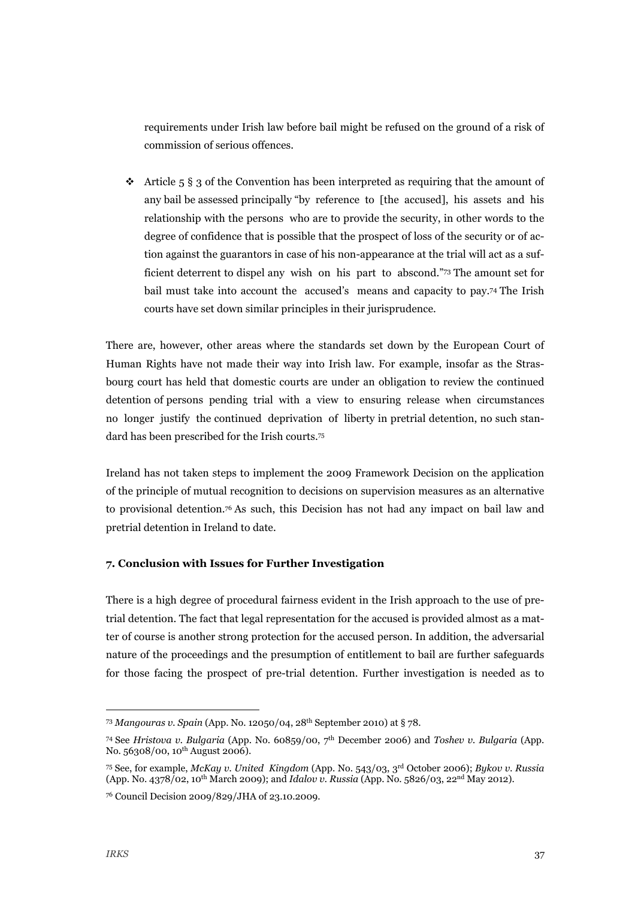requirements under Irish law before bail might be refused on the ground of a risk of commission of serious offences.

- Article 5 § 3 of the Convention has been interpreted as requiring that the amount of any bail be assessed principally "by reference to [the accused], his assets and his relationship with the persons who are to provide the security, in other words to the degree of confidence that is possible that the prospect of loss of the security or of action against the guarantors in case of his non-appearance at the trial will act as a sufficient deterrent to dispel any wish on his part to abscond."[73] The amount set for bail must take into account the accused's means and capacity to pay.[74] The Irish courts have set down similar principles in their jurisprudence.

There are, however, other areas where the standards set down by the European Court of Human Rights have not made their way into Irish law. For example, insofar as the Strasbourg court has held that domestic courts are under an obligation to review the continued detention of persons pending trial with a view to ensuring release when circumstances no longer justify the continued deprivation of liberty in pretrial detention, no such standard has been prescribed for the Irish courts.[75]

Ireland has not taken steps to implement the 2009 Framework Decision on the application of the principle of mutual recognition to decisions on supervision measures as an alternative to provisional detention.[76] As such, this Decision has not had any impact on bail law and pretrial detention in Ireland to date.

### 7. Conclusion with Issues for Further Investigation

There is a high degree of procedural fairness evident in the Irish approach to the use of pre-trial detention. The fact that legal representation for the accused is provided almost as a matter of course is another strong protection for the accused person. In addition, the adversarial nature of the proceedings and the presumption of entitlement to bail are further safeguards for those facing the prospect of pre-trial detention. Further investigation is needed as to

---

[73] *Mangouras v. Spain* (App. No. 12050/04, 28th September 2010) at § 78.

[74] See *Hristova v. Bulgaria* (App. No. 60859/00, 7th December 2006) and *Toshev v. Bulgaria* (App. No. 56308/00, 10th August 2006).

[75] See, for example, *McKay v. United Kingdom* (App. No. 543/03, 3rd October 2006); *Bykov v. Russia* (App. No. 4378/02, 10th March 2009); and *Idalov v. Russia* (App. No. 5826/03, 22nd May 2012).

[76] Council Decision 2009/829/JHA of 23.10.2009.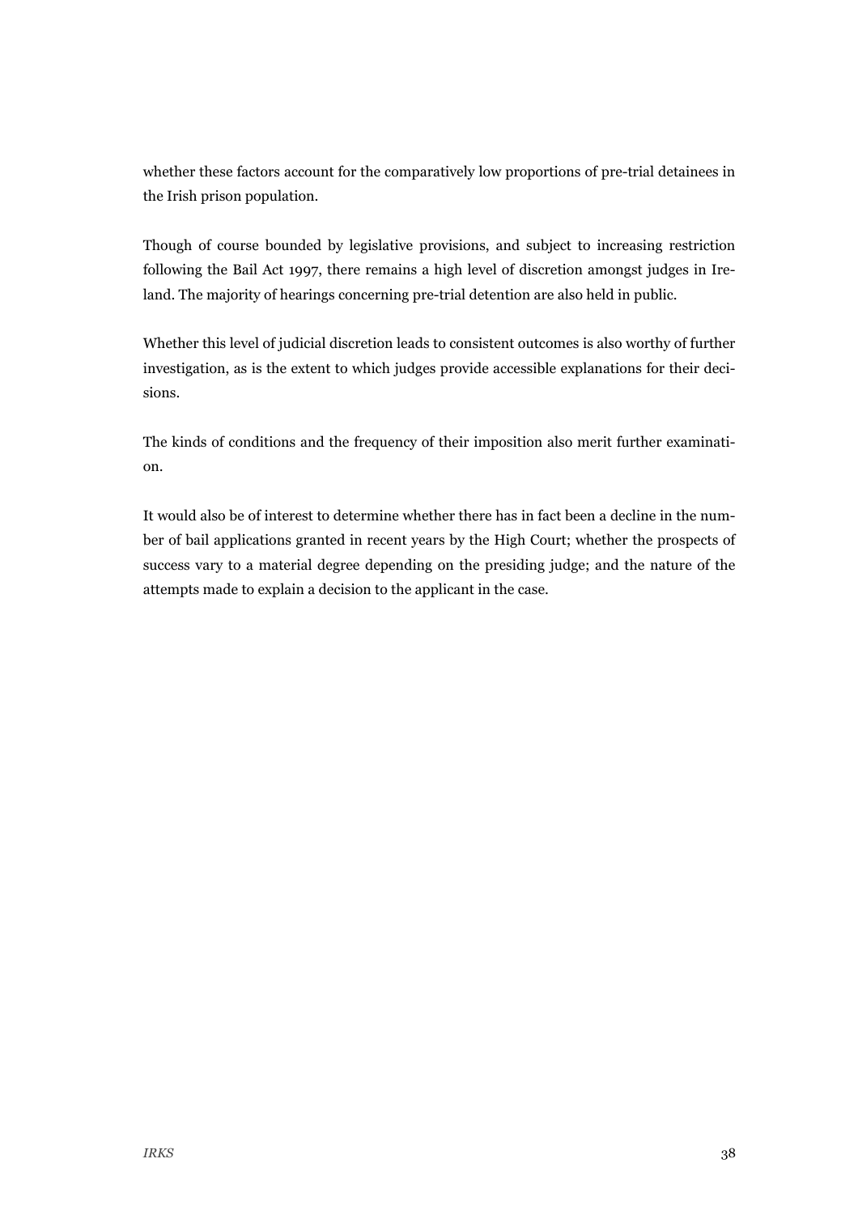whether these factors account for the comparatively low proportions of pre-trial detainees in the Irish prison population.

Though of course bounded by legislative provisions, and subject to increasing restriction following the Bail Act 1997, there remains a high level of discretion amongst judges in Ireland. The majority of hearings concerning pre-trial detention are also held in public.

Whether this level of judicial discretion leads to consistent outcomes is also worthy of further investigation, as is the extent to which judges provide accessible explanations for their decisions.

The kinds of conditions and the frequency of their imposition also merit further examination.

It would also be of interest to determine whether there has in fact been a decline in the number of bail applications granted in recent years by the High Court; whether the prospects of success vary to a material degree depending on the presiding judge; and the nature of the attempts made to explain a decision to the applicant in the case.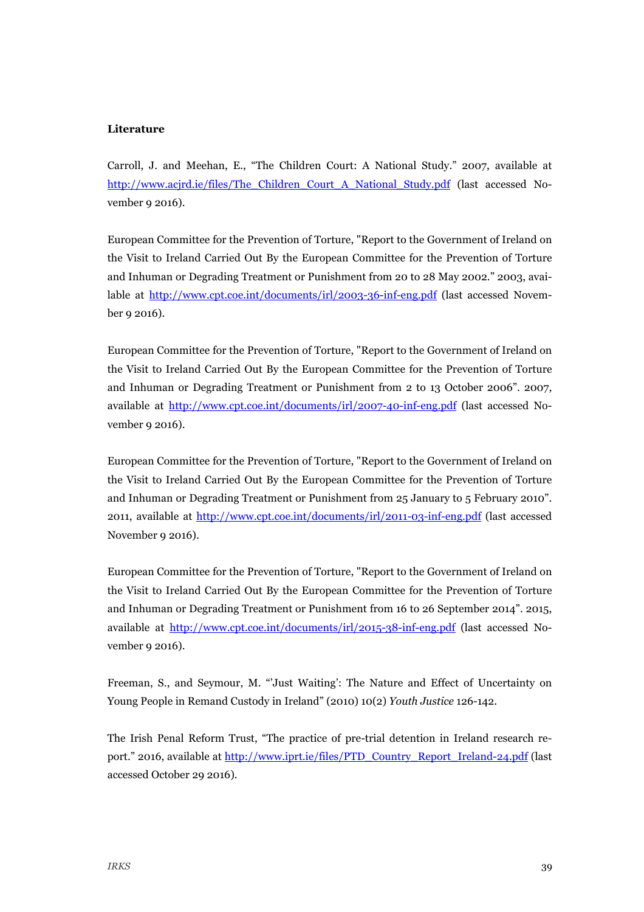**Literature**

Carroll, J. and Meehan, E., “The Children Court: A National Study.” 2007, available at http://www.acjrd.ie/files/The_Children_Court_A_National_Study.pdf (last accessed November 9 2016).

European Committee for the Prevention of Torture, "Report to the Government of Ireland on the Visit to Ireland Carried Out By the European Committee for the Prevention of Torture and Inhuman or Degrading Treatment or Punishment from 20 to 28 May 2002.” 2003, available at http://www.cpt.coe.int/documents/irl/2003-36-inf-eng.pdf (last accessed November 9 2016).

European Committee for the Prevention of Torture, "Report to the Government of Ireland on the Visit to Ireland Carried Out By the European Committee for the Prevention of Torture and Inhuman or Degrading Treatment or Punishment from 2 to 13 October 2006”. 2007, available at http://www.cpt.coe.int/documents/irl/2007-40-inf-eng.pdf (last accessed November 9 2016).

European Committee for the Prevention of Torture, "Report to the Government of Ireland on the Visit to Ireland Carried Out By the European Committee for the Prevention of Torture and Inhuman or Degrading Treatment or Punishment from 25 January to 5 February 2010”. 2011, available at http://www.cpt.coe.int/documents/irl/2011-03-inf-eng.pdf (last accessed November 9 2016).

European Committee for the Prevention of Torture, "Report to the Government of Ireland on the Visit to Ireland Carried Out By the European Committee for the Prevention of Torture and Inhuman or Degrading Treatment or Punishment from 16 to 26 September 2014”. 2015, available at http://www.cpt.coe.int/documents/irl/2015-38-inf-eng.pdf (last accessed November 9 2016).

Freeman, S., and Seymour, M. “’Just Waiting’: The Nature and Effect of Uncertainty on Young People in Remand Custody in Ireland” (2010) 10(2) *Youth Justice* 126-142.

The Irish Penal Reform Trust, “The practice of pre-trial detention in Ireland research report.” 2016, available at http://www.iprt.ie/files/PTD_Country_Report_Ireland-24.pdf (last accessed October 29 2016).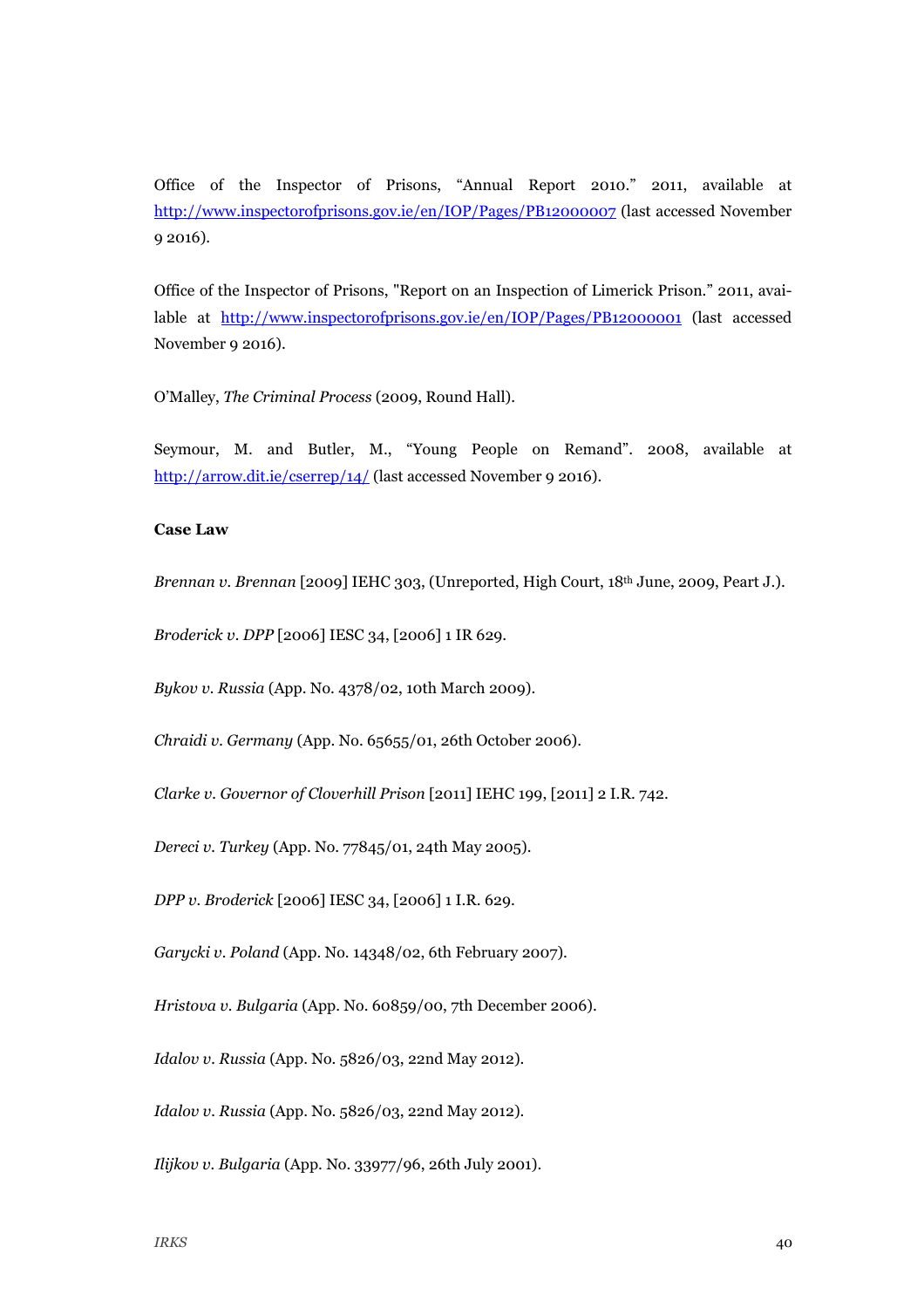Office of the Inspector of Prisons, "Annual Report 2010." 2011, available at http://www.inspectorofprisons.gov.ie/en/IOP/Pages/PB12000007 (last accessed November 9 2016).

Office of the Inspector of Prisons, "Report on an Inspection of Limerick Prison." 2011, available at http://www.inspectorofprisons.gov.ie/en/IOP/Pages/PB12000001 (last accessed November 9 2016).

O'Malley, *The Criminal Process* (2009, Round Hall).

Seymour, M. and Butler, M., "Young People on Remand". 2008, available at http://arrow.dit.ie/cserrep/14/ (last accessed November 9 2016).

**Case Law**

*Brennan v. Brennan* [2009] IEHC 303, (Unreported, High Court, 18th June, 2009, Peart J.).

*Broderick v. DPP* [2006] IESC 34, [2006] 1 IR 629.

*Bykov v. Russia* (App. No. 4378/02, 10th March 2009).

*Chraidi v. Germany* (App. No. 65655/01, 26th October 2006).

*Clarke v. Governor of Cloverhill Prison* [2011] IEHC 199, [2011] 2 I.R. 742.

*Dereci v. Turkey* (App. No. 77845/01, 24th May 2005).

*DPP v. Broderick* [2006] IESC 34, [2006] 1 I.R. 629.

*Garycki v. Poland* (App. No. 14348/02, 6th February 2007).

*Hristova v. Bulgaria* (App. No. 60859/00, 7th December 2006).

*Idalov v. Russia* (App. No. 5826/03, 22nd May 2012).

*Idalov v. Russia* (App. No. 5826/03, 22nd May 2012).

*Ilijkov v. Bulgaria* (App. No. 33977/96, 26th July 2001).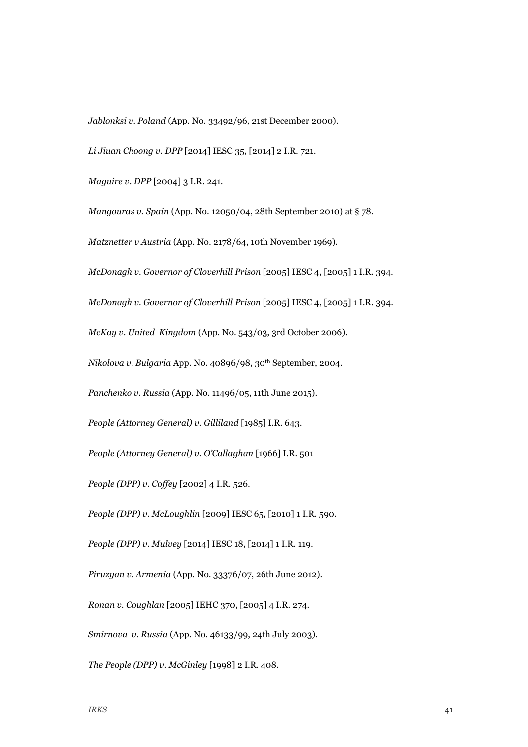*Jablonksi v. Poland* (App. No. 33492/96, 21st December 2000).

*Li Jiuan Choong v. DPP* [2014] IESC 35, [2014] 2 I.R. 721.

*Maguire v. DPP* [2004] 3 I.R. 241.

*Mangouras v. Spain* (App. No. 12050/04, 28th September 2010) at § 78.

*Matznetter v Austria* (App. No. 2178/64, 10th November 1969).

*McDonagh v. Governor of Cloverhill Prison* [2005] IESC 4, [2005] 1 I.R. 394.

*McDonagh v. Governor of Cloverhill Prison* [2005] IESC 4, [2005] 1 I.R. 394.

*McKay v. United Kingdom* (App. No. 543/03, 3rd October 2006).

*Nikolova v. Bulgaria* App. No. 40896/98, 30th September, 2004.

*Panchenko v. Russia* (App. No. 11496/05, 11th June 2015).

*People (Attorney General) v. Gilliland* [1985] I.R. 643.

*People (Attorney General) v. O'Callaghan* [1966] I.R. 501

*People (DPP) v. Coffey* [2002] 4 I.R. 526.

*People (DPP) v. McLoughlin* [2009] IESC 65, [2010] 1 I.R. 590.

*People (DPP) v. Mulvey* [2014] IESC 18, [2014] 1 I.R. 119.

*Piruzyan v. Armenia* (App. No. 33376/07, 26th June 2012).

*Ronan v. Coughlan* [2005] IEHC 370, [2005] 4 I.R. 274.

*Smirnova v. Russia* (App. No. 46133/99, 24th July 2003).

*The People (DPP) v. McGinley* [1998] 2 I.R. 408.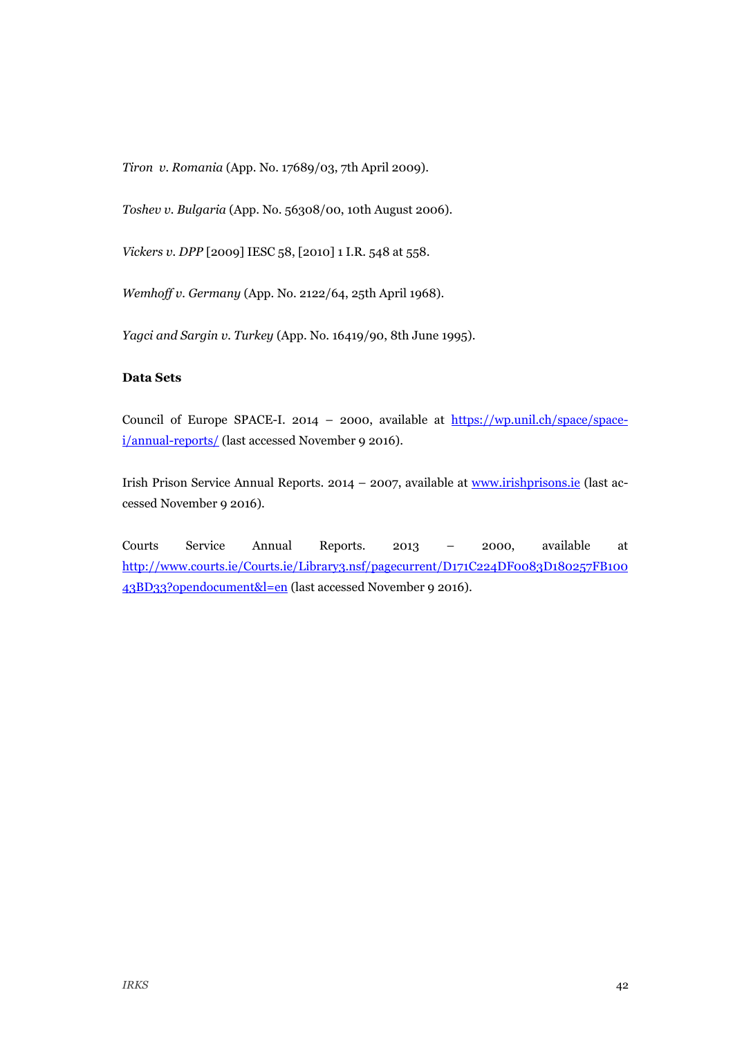*Tiron v. Romania* (App. No. 17689/03, 7th April 2009).

*Toshev v. Bulgaria* (App. No. 56308/00, 10th August 2006).

*Vickers v. DPP* [2009] IESC 58, [2010] 1 I.R. 548 at 558.

*Wemhoff v. Germany* (App. No. 2122/64, 25th April 1968).

*Yagci and Sargin v. Turkey* (App. No. 16419/90, 8th June 1995).

**Data Sets**

Council of Europe SPACE-I. 2014 – 2000, available at [https://wp.unil.ch/space/space-i/annual-reports/](https://wp.unil.ch/space/space-i/annual-reports/) (last accessed November 9 2016).

Irish Prison Service Annual Reports. 2014 – 2007, available at [www.irishprisons.ie](www.irishprisons.ie) (last accessed November 9 2016).

Courts Service Annual Reports. 2013 – 2000, available at [http://www.courts.ie/Courts.ie/Library3.nsf/pagecurrent/D171C224DF0083D180257FB10043BD33?opendocument&l=en](http://www.courts.ie/Courts.ie/Library3.nsf/pagecurrent/D171C224DF0083D180257FB10043BD33?opendocument&l=en) (last accessed November 9 2016).